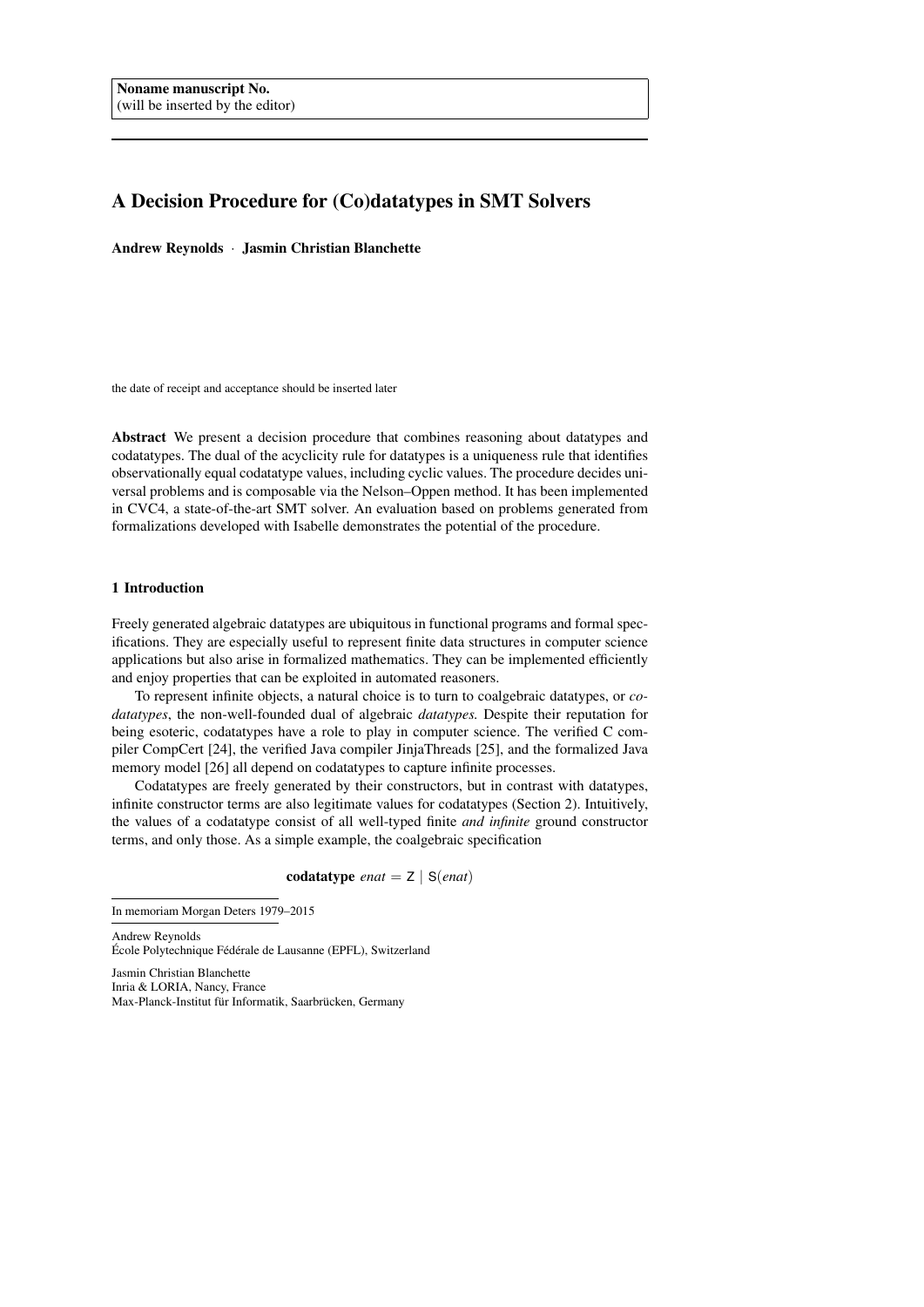**Noname manuscript No.**
(will be inserted by the editor)

# A Decision Procedure for (Co)datatypes in SMT Solvers

**Andrew Reynolds · Jasmin Christian Blanchette**

the date of receipt and acceptance should be inserted later

**Abstract** We present a decision procedure that combines reasoning about datatypes and codatatypes. The dual of the acyclicity rule for datatypes is a uniqueness rule that identifies observationally equal codatatype values, including cyclic values. The procedure decides universal problems and is composable via the Nelson–Oppen method. It has been implemented in CVC4, a state-of-the-art SMT solver. An evaluation based on problems generated from formalizations developed with Isabelle demonstrates the potential of the procedure.

## 1 Introduction

Freely generated algebraic datatypes are ubiquitous in functional programs and formal specifications. They are especially useful to represent finite data structures in computer science applications but also arise in formalized mathematics. They can be implemented efficiently and enjoy properties that can be exploited in automated reasoners.

To represent infinite objects, a natural choice is to turn to coalgebraic datatypes, or *codatatypes*, the non-well-founded dual of algebraic *datatypes.* Despite their reputation for being esoteric, codatatypes have a role to play in computer science. The verified C compiler CompCert [24], the verified Java compiler JinjaThreads [25], and the formalized Java memory model [26] all depend on codatatypes to capture infinite processes.

Codatatypes are freely generated by their constructors, but in contrast with datatypes, infinite constructor terms are also legitimate values for codatatypes (Section 2). Intuitively, the values of a codatatype consist of all well-typed finite *and infinite* ground constructor terms, and only those. As a simple example, the coalgebraic specification

$$\textbf{codatatype}\ \mathit{enat} = \mathsf{Z} \mid \mathsf{S}(\mathit{enat})$$

In memoriam Morgan Deters 1979–2015

Andrew Reynolds
École Polytechnique Fédérale de Lausanne (EPFL), Switzerland

Jasmin Christian Blanchette
Inria & LORIA, Nancy, France
Max-Planck-Institut für Informatik, Saarbrücken, Germany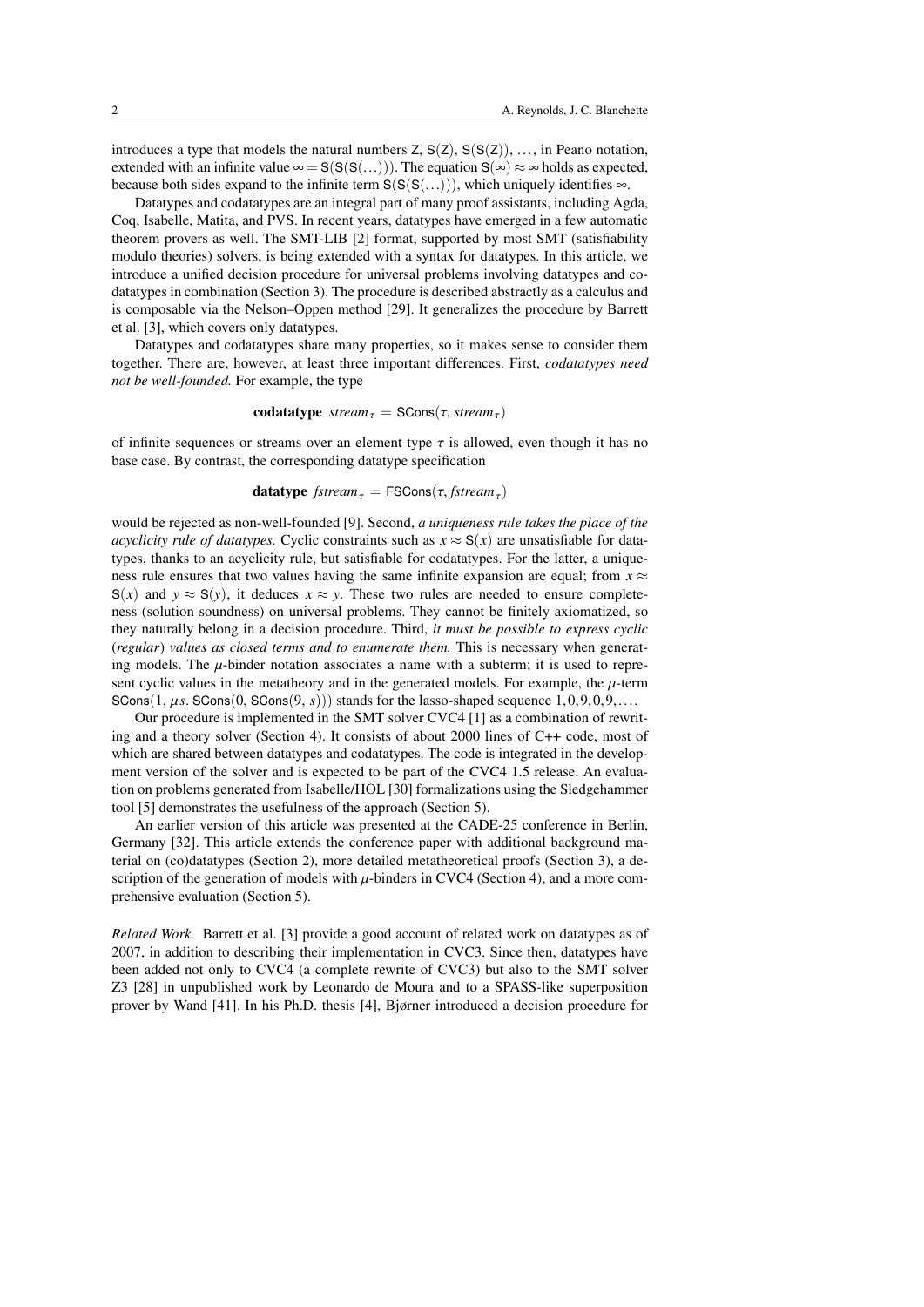introduces a type that models the natural numbers $\mathsf{Z}$, $\mathsf{S}(\mathsf{Z})$, $\mathsf{S}(\mathsf{S}(\mathsf{Z}))$, ..., in Peano notation, extended with an infinite value $\infty = \mathsf{S}(\mathsf{S}(\ldots))$. The equation $\mathsf{S}(\infty) \approx \infty$ holds as expected, because both sides expand to the infinite term $\mathsf{S}(\mathsf{S}(\ldots))$, which uniquely identifies $\infty$.

Datatypes and codatatypes are an integral part of many proof assistants, including Agda, Coq, Isabelle, Matita, and PVS. In recent years, datatypes have emerged in a few automatic theorem provers as well. The SMT-LIB [2] format, supported by most SMT (satisfiability modulo theories) solvers, is being extended with a syntax for datatypes. In this article, we introduce a unified decision procedure for universal problems involving datatypes and codatatypes in combination (Section 3). The procedure is described abstractly as a calculus and is composable via the Nelson–Oppen method [29]. It generalizes the procedure by Barrett et al. [3], which covers only datatypes.

Datatypes and codatatypes share many properties, so it makes sense to consider them together. There are, however, at least three important differences. First, *codatatypes need not be well-founded.* For example, the type

$$\textbf{codatatype}\ \mathit{stream}_\tau = \mathsf{SCons}(\tau, \mathit{stream}_\tau)$$

of infinite sequences or streams over an element type $\tau$ is allowed, even though it has no base case. By contrast, the corresponding datatype specification

$$\textbf{datatype}\ \mathit{fstream}_\tau = \mathsf{FSCons}(\tau, \mathit{fstream}_\tau)$$

would be rejected as non-well-founded [9]. Second, *a uniqueness rule takes the place of the acyclicity rule of datatypes.* Cyclic constraints such as $x \approx \mathsf{S}(x)$ are unsatisfiable for datatypes, thanks to an acyclicity rule, but satisfiable for codatatypes. For the latter, a uniqueness rule ensures that two values having the same infinite expansion are equal; from $x \approx \mathsf{S}(x)$ and $y \approx \mathsf{S}(y)$, it deduces $x \approx y$. These two rules are needed to ensure completeness (solution soundness) on universal problems. They cannot be finitely axiomatized, so they naturally belong in a decision procedure. Third, *it must be possible to express cyclic (regular) values as closed terms and to enumerate them.* This is necessary when generating models. The $\mu$-binder notation associates a name with a subterm; it is used to represent cyclic values in the metatheory and in the generated models. For example, the $\mu$-term $\mathsf{SCons}(1, \mu s.\ \mathsf{SCons}(0, \mathsf{SCons}(9, s)))$ stands for the lasso-shaped sequence $1, 0, 9, 0, 9, \ldots$.

Our procedure is implemented in the SMT solver CVC4 [1] as a combination of rewriting and a theory solver (Section 4). It consists of about 2000 lines of C++ code, most of which are shared between datatypes and codatatypes. The code is integrated in the development version of the solver and is expected to be part of the CVC4 1.5 release. An evaluation on problems generated from Isabelle/HOL [30] formalizations using the Sledgehammer tool [5] demonstrates the usefulness of the approach (Section 5).

An earlier version of this article was presented at the CADE-25 conference in Berlin, Germany [32]. This article extends the conference paper with additional background material on (co)datatypes (Section 2), more detailed metatheoretical proofs (Section 3), a description of the generation of models with $\mu$-binders in CVC4 (Section 4), and a more comprehensive evaluation (Section 5).

*Related Work.* Barrett et al. [3] provide a good account of related work on datatypes as of 2007, in addition to describing their implementation in CVC3. Since then, datatypes have been added not only to CVC4 (a complete rewrite of CVC3) but also to the SMT solver Z3 [28] in unpublished work by Leonardo de Moura and to a SPASS-like superposition prover by Wand [41]. In his Ph.D. thesis [4], Bjørner introduced a decision procedure for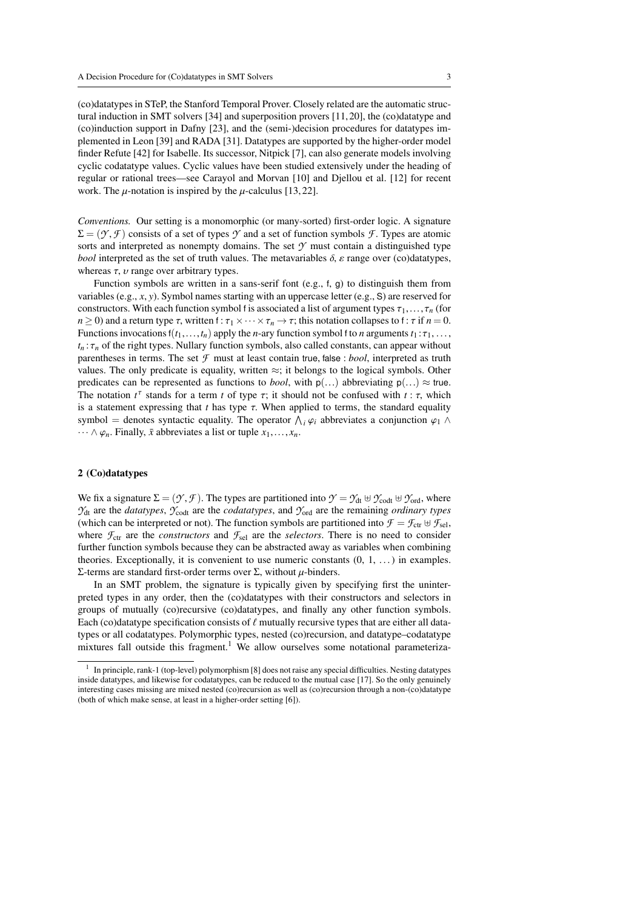(co)datatypes in STeP, the Stanford Temporal Prover. Closely related are the automatic structural induction in SMT solvers [34] and superposition provers [11, 20], the (co)datatype and (co)induction support in Dafny [23], and the (semi-)decision procedures for datatypes implemented in Leon [39] and RADA [31]. Datatypes are supported by the higher-order model finder Refute [42] for Isabelle. Its successor, Nitpick [7], can also generate models involving cyclic codatatype values. Cyclic values have been studied extensively under the heading of regular or rational trees—see Carayol and Morvan [10] and Djellou et al. [12] for recent work. The $\mu$-notation is inspired by the $\mu$-calculus [13, 22].

*Conventions.* Our setting is a monomorphic (or many-sorted) first-order logic. A signature $\Sigma = (\mathcal{Y}, \mathcal{F})$ consists of a set of types $\mathcal{Y}$ and a set of function symbols $\mathcal{F}$. Types are atomic sorts and interpreted as nonempty domains. The set $\mathcal{Y}$ must contain a distinguished type *bool* interpreted as the set of truth values. The metavariables $\delta$, $\varepsilon$ range over (co)datatypes, whereas $\tau$, $\upsilon$ range over arbitrary types.

Function symbols are written in a sans-serif font (e.g., $\mathsf{f}$, $\mathsf{g}$) to distinguish them from variables (e.g., $x$, $y$). Symbol names starting with an uppercase letter (e.g., $\mathsf{S}$) are reserved for constructors. With each function symbol $\mathsf{f}$ is associated a list of argument types $\tau_1, \ldots, \tau_n$ (for $n \geq 0$) and a return type $\tau$, written $\mathsf{f} : \tau_1 \times \cdots \times \tau_n \to \tau$; this notation collapses to $\mathsf{f} : \tau$ if $n = 0$. Functions invocations $\mathsf{f}(t_1, \ldots, t_n)$ apply the $n$-ary function symbol $\mathsf{f}$ to $n$ arguments $t_1 : \tau_1, \ldots, t_n : \tau_n$ of the right types. Nullary function symbols, also called constants, can appear without parentheses in terms. The set $\mathcal{F}$ must at least contain $\mathsf{true}, \mathsf{false} : \mathit{bool}$, interpreted as truth values. The only predicate is equality, written $\approx$; it belongs to the logical symbols. Other predicates can be represented as functions to *bool*, with $\mathsf{p}(\ldots)$ abbreviating $\mathsf{p}(\ldots) \approx \mathsf{true}$. The notation $t^\tau$ stands for a term $t$ of type $\tau$; it should not be confused with $t : \tau$, which is a statement expressing that $t$ has type $\tau$. When applied to terms, the standard equality symbol $=$ denotes syntactic equality. The operator $\bigwedge_i \varphi_i$ abbreviates a conjunction $\varphi_1 \wedge \cdots \wedge \varphi_n$. Finally, $\bar{x}$ abbreviates a list or tuple $x_1, \ldots, x_n$.

## 2 (Co)datatypes

We fix a signature $\Sigma = (\mathcal{Y}, \mathcal{F})$. The types are partitioned into $\mathcal{Y} = \mathcal{Y}_{\mathrm{dt}} \uplus \mathcal{Y}_{\mathrm{codt}} \uplus \mathcal{Y}_{\mathrm{ord}}$, where $\mathcal{Y}_{\mathrm{dt}}$ are the *datatypes*, $\mathcal{Y}_{\mathrm{codt}}$ are the *codatatypes*, and $\mathcal{Y}_{\mathrm{ord}}$ are the remaining *ordinary types* (which can be interpreted or not). The function symbols are partitioned into $\mathcal{F} = \mathcal{F}_{\mathrm{ctr}} \uplus \mathcal{F}_{\mathrm{sel}}$, where $\mathcal{F}_{\mathrm{ctr}}$ are the *constructors* and $\mathcal{F}_{\mathrm{sel}}$ are the *selectors*. There is no need to consider further function symbols because they can be abstracted away as variables when combining theories. Exceptionally, it is convenient to use numeric constants (0, 1, ...) in examples. $\Sigma$-terms are standard first-order terms over $\Sigma$, without $\mu$-binders.

In an SMT problem, the signature is typically given by specifying first the uninterpreted types in any order, then the (co)datatypes with their constructors and selectors in groups of mutually (co)recursive (co)datatypes, and finally any other function symbols. Each (co)datatype specification consists of $\ell$ mutually recursive types that are either all datatypes or all codatatypes. Polymorphic types, nested (co)recursion, and datatype–codatatype mixtures fall outside this fragment.[1] We allow ourselves some notational parameteriza-

[1] In principle, rank-1 (top-level) polymorphism [8] does not raise any special difficulties. Nesting datatypes inside datatypes, and likewise for codatatypes, can be reduced to the mutual case [17]. So the only genuinely interesting cases missing are mixed nested (co)recursion as well as (co)recursion through a non-(co)datatype (both of which make sense, at least in a higher-order setting [6]).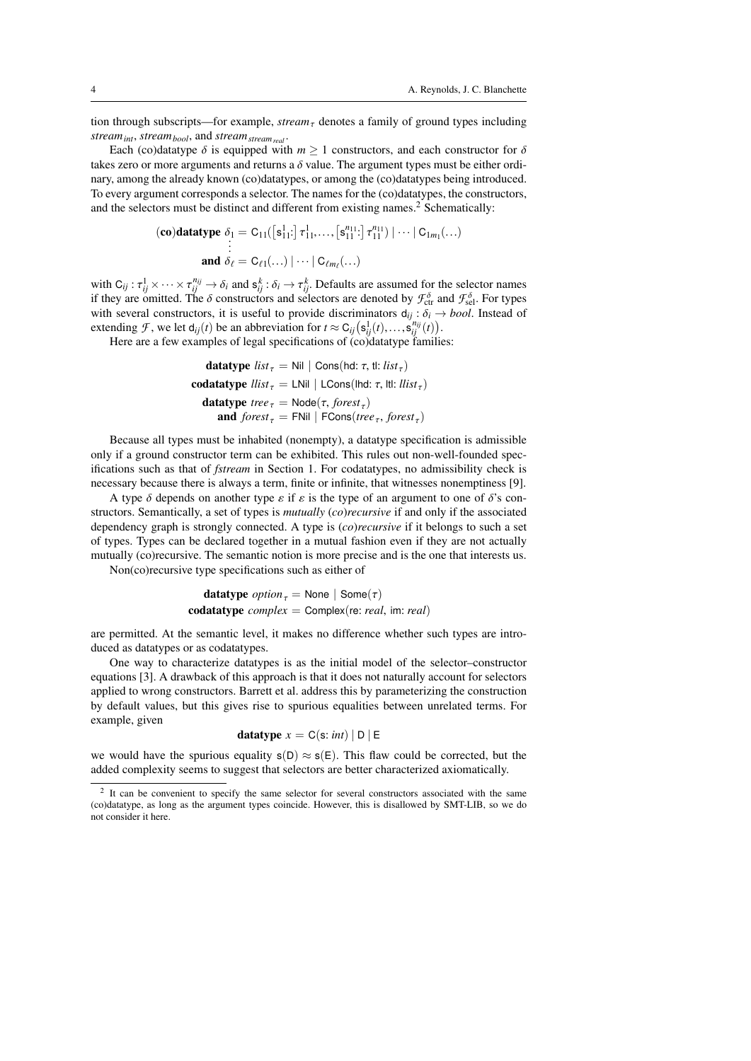tion through subscripts—for example, $stream_\tau$ denotes a family of ground types including $stream_{int}$, $stream_{bool}$, and $stream_{stream_{real}}$.

Each (co)datatype $\delta$ is equipped with $m \geq 1$ constructors, and each constructor for $\delta$ takes zero or more arguments and returns a $\delta$ value. The argument types must be either ordinary, among the already known (co)datatypes, or among the (co)datatypes being introduced. To every argument corresponds a selector. The names for the (co)datatypes, the constructors, and the selectors must be distinct and different from existing names.[2] Schematically:

$$\begin{aligned}
&(\textbf{co})\textbf{datatype}\ \delta_1 = \mathsf{C}_{11}\big(\big[\mathsf{s}_{11}^1{:}\big]\ \tau_{11}^1, \ldots, \big[\mathsf{s}_{11}^{n_{11}}{:}\big]\ \tau_{11}^{n_{11}}\big) \mid \cdots \mid \mathsf{C}_{1m_1}(\ldots) \\
&\qquad\vdots \\
&\quad\ \textbf{and}\ \delta_\ell = \mathsf{C}_{\ell 1}(\ldots) \mid \cdots \mid \mathsf{C}_{\ell m_\ell}(\ldots)
\end{aligned}$$

with $\mathsf{C}_{ij} : \tau_{ij}^1 \times \cdots \times \tau_{ij}^{n_{ij}} \to \delta_i$ and $\mathsf{s}_{ij}^k : \delta_i \to \tau_{ij}^k$. Defaults are assumed for the selector names if they are omitted. The $\delta$ constructors and selectors are denoted by $\mathcal{F}_{\text{ctr}}^\delta$ and $\mathcal{F}_{\text{sel}}^\delta$. For types with several constructors, it is useful to provide discriminators $\mathsf{d}_{ij} : \delta_i \to bool$. Instead of extending $\mathcal{F}$, we let $\mathsf{d}_{ij}(t)$ be an abbreviation for $t \approx \mathsf{C}_{ij}\big(\mathsf{s}_{ij}^1(t), \ldots, \mathsf{s}_{ij}^{n_{ij}}(t)\big)$.

Here are a few examples of legal specifications of (co)datatype families:

$$\begin{aligned}
&\textbf{datatype}\ list_\tau = \mathsf{Nil} \mid \mathsf{Cons}(\mathsf{hd}{:}\ \tau,\ \mathsf{tl}{:}\ list_\tau) \\
&\textbf{codatatype}\ llist_\tau = \mathsf{LNil} \mid \mathsf{LCons}(\mathsf{lhd}{:}\ \tau,\ \mathsf{ltl}{:}\ llist_\tau) \\
&\textbf{datatype}\ tree_\tau = \mathsf{Node}(\tau,\ forest_\tau) \\
&\quad\ \textbf{and}\ forest_\tau = \mathsf{FNil} \mid \mathsf{FCons}(tree_\tau,\ forest_\tau)
\end{aligned}$$

Because all types must be inhabited (nonempty), a datatype specification is admissible only if a ground constructor term can be exhibited. This rules out non-well-founded specifications such as that of *fstream* in Section 1. For codatatypes, no admissibility check is necessary because there is always a term, finite or infinite, that witnesses nonemptiness [9].

A type $\delta$ depends on another type $\varepsilon$ if $\varepsilon$ is the type of an argument to one of $\delta$'s constructors. Semantically, a set of types is *mutually* (*co*)*recursive* if and only if the associated dependency graph is strongly connected. A type is (*co*)*recursive* if it belongs to such a set of types. Types can be declared together in a mutual fashion even if they are not actually mutually (co)recursive. The semantic notion is more precise and is the one that interests us.

Non(co)recursive type specifications such as either of

$$\begin{aligned}
&\textbf{datatype}\ option_\tau = \mathsf{None} \mid \mathsf{Some}(\tau) \\
&\textbf{codatatype}\ complex = \mathsf{Complex}(\mathsf{re}{:}\ real,\ \mathsf{im}{:}\ real)
\end{aligned}$$

are permitted. At the semantic level, it makes no difference whether such types are introduced as datatypes or as codatatypes.

One way to characterize datatypes is as the initial model of the selector–constructor equations [3]. A drawback of this approach is that it does not naturally account for selectors applied to wrong constructors. Barrett et al. address this by parameterizing the construction by default values, but this gives rise to spurious equalities between unrelated terms. For example, given

$$\textbf{datatype}\ x = \mathsf{C}(\mathsf{s}{:}\ int) \mid \mathsf{D} \mid \mathsf{E}$$

we would have the spurious equality $\mathsf{s}(\mathsf{D}) \approx \mathsf{s}(\mathsf{E})$. This flaw could be corrected, but the added complexity seems to suggest that selectors are better characterized axiomatically.

[2] It can be convenient to specify the same selector for several constructors associated with the same (co)datatype, as long as the argument types coincide. However, this is disallowed by SMT-LIB, so we do not consider it here.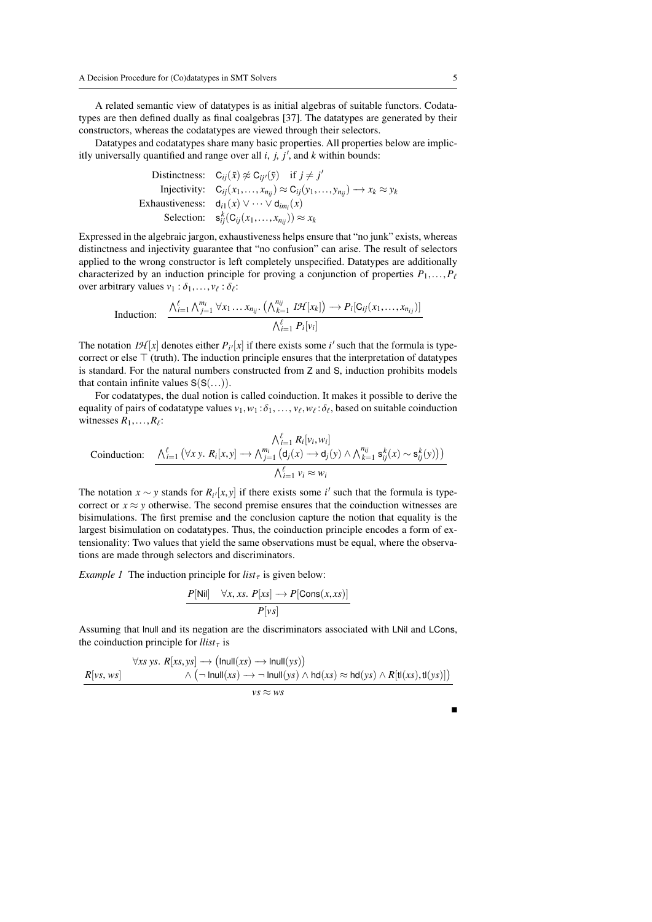A related semantic view of datatypes is as initial algebras of suitable functors. Codatatypes are then defined dually as final coalgebras [37]. The datatypes are generated by their constructors, whereas the codatatypes are viewed through their selectors.

Datatypes and codatatypes share many basic properties. All properties below are implicitly universally quantified and range over all $i$, $j$, $j'$, and $k$ within bounds:

$$
\begin{aligned}
\text{Distinctness:}\quad & \mathsf{C}_{ij}(\bar{x}) \not\approx \mathsf{C}_{ij'}(\bar{y}) \quad \text{if } j \neq j' \\
\text{Injectivity:}\quad & \mathsf{C}_{ij}(x_1,\ldots,x_{n_{ij}}) \approx \mathsf{C}_{ij}(y_1,\ldots,y_{n_{ij}}) \longrightarrow x_k \approx y_k \\
\text{Exhaustiveness:}\quad & \mathsf{d}_{i1}(x) \vee \cdots \vee \mathsf{d}_{im_i}(x) \\
\text{Selection:}\quad & \mathsf{s}_{ij}^{k}(\mathsf{C}_{ij}(x_1,\ldots,x_{n_{ij}})) \approx x_k
\end{aligned}
$$

Expressed in the algebraic jargon, exhaustiveness helps ensure that "no junk" exists, whereas distinctness and injectivity guarantee that "no confusion" can arise. The result of selectors applied to the wrong constructor is left completely unspecified. Datatypes are additionally characterized by an induction principle for proving a conjunction of properties $P_1,\ldots,P_\ell$ over arbitrary values $v_1 : \delta_1,\ldots,v_\ell : \delta_\ell$:

$$
\text{Induction:}\quad \frac{\bigwedge_{i=1}^{\ell}\bigwedge_{j=1}^{m_i} \forall x_1 \ldots x_{n_{ij}}.\ \left(\bigwedge_{k=1}^{n_{ij}} \mathit{IH}[x_k]\right) \longrightarrow P_i[\mathsf{C}_{ij}(x_1,\ldots,x_{n_{ij}})]}{\bigwedge_{i=1}^{\ell} P_i[v_i]}
$$

The notation $\mathit{IH}[x]$ denotes either $P_{i'}[x]$ if there exists some $i'$ such that the formula is type-correct or else $\top$ (truth). The induction principle ensures that the interpretation of datatypes is standard. For the natural numbers constructed from $\mathsf{Z}$ and $\mathsf{S}$, induction prohibits models that contain infinite values $\mathsf{S}(\mathsf{S}(\ldots))$.

For codatatypes, the dual notion is called coinduction. It makes it possible to derive the equality of pairs of codatatype values $v_1, w_1 : \delta_1, \ldots, v_\ell, w_\ell : \delta_\ell$, based on suitable coinduction witnesses $R_1,\ldots,R_\ell$:

$$
\text{Coinduction:}\quad \frac{\begin{array}{c}\bigwedge_{i=1}^{\ell} R_i[v_i, w_i] \\ \bigwedge_{i=1}^{\ell} \left(\forall x\, y.\ R_i[x,y] \longrightarrow \bigwedge_{j=1}^{m_i} \left(\mathsf{d}_j(x) \longrightarrow \mathsf{d}_j(y) \wedge \bigwedge_{k=1}^{n_{ij}} \mathsf{s}_{ij}^{k}(x) \sim \mathsf{s}_{ij}^{k}(y)\right)\right)\end{array}}{\bigwedge_{i=1}^{\ell} v_i \approx w_i}
$$

The notation $x \sim y$ stands for $R_{i'}[x,y]$ if there exists some $i'$ such that the formula is type-correct or $x \approx y$ otherwise. The second premise ensures that the coinduction witnesses are bisimulations. The first premise and the conclusion capture the notion that equality is the largest bisimulation on codatatypes. Thus, the coinduction principle encodes a form of extensionality: Two values that yield the same observations must be equal, where the observations are made through selectors and discriminators.

*Example 1* The induction principle for $\mathit{list}_\tau$ is given below:

$$
\frac{P[\mathsf{Nil}] \qquad \forall x, xs.\ P[xs] \longrightarrow P[\mathsf{Cons}(x, xs)]}{P[vs]}
$$

Assuming that $\mathsf{lnull}$ and its negation are the discriminators associated with $\mathsf{LNil}$ and $\mathsf{LCons}$, the coinduction principle for $\mathit{llist}_\tau$ is

$$
\frac{R[vs, ws] \qquad \begin{array}{l}\forall xs\ ys.\ R[xs, ys] \longrightarrow \left(\mathsf{lnull}(xs) \longrightarrow \mathsf{lnull}(ys)\right) \\ \qquad \wedge \left(\neg\, \mathsf{lnull}(xs) \longrightarrow \neg\, \mathsf{lnull}(ys) \wedge \mathsf{hd}(xs) \approx \mathsf{hd}(ys) \wedge R[\mathsf{tl}(xs), \mathsf{tl}(ys)]\right)\end{array}}{vs \approx ws}
$$

∎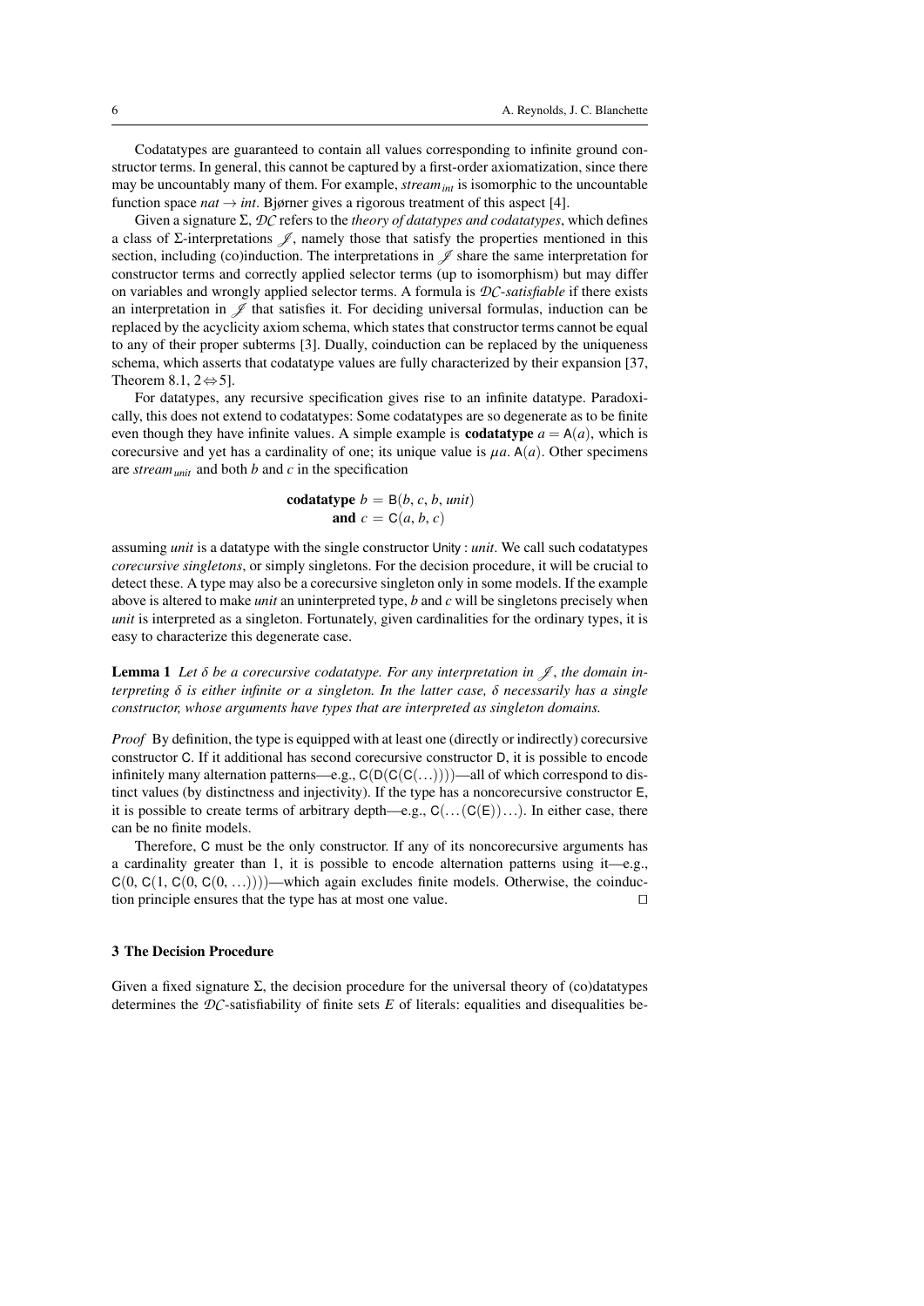Codatatypes are guaranteed to contain all values corresponding to infinite ground constructor terms. In general, this cannot be captured by a first-order axiomatization, since there may be uncountably many of them. For example, $\mathit{stream}_{\mathit{int}}$ is isomorphic to the uncountable function space $\mathit{nat} \to \mathit{int}$. Bjørner gives a rigorous treatment of this aspect [4].

Given a signature $\Sigma$, $\mathcal{DC}$ refers to the *theory of datatypes and codatatypes*, which defines a class of $\Sigma$-interpretations $\mathscr{J}$, namely those that satisfy the properties mentioned in this section, including (co)induction. The interpretations in $\mathscr{J}$ share the same interpretation for constructor terms and correctly applied selector terms (up to isomorphism) but may differ on variables and wrongly applied selector terms. A formula is *$\mathcal{DC}$-satisfiable* if there exists an interpretation in $\mathscr{J}$ that satisfies it. For deciding universal formulas, induction can be replaced by the acyclicity axiom schema, which states that constructor terms cannot be equal to any of their proper subterms [3]. Dually, coinduction can be replaced by the uniqueness schema, which asserts that codatatype values are fully characterized by their expansion [37, Theorem 8.1, $2 \Leftrightarrow 5$].

For datatypes, any recursive specification gives rise to an infinite datatype. Paradoxically, this does not extend to codatatypes: Some codatatypes are so degenerate as to be finite even though they have infinite values. A simple example is **codatatype** $a = \mathsf{A}(a)$, which is corecursive and yet has a cardinality of one; its unique value is $\mu a.\, \mathsf{A}(a)$. Other specimens are $\mathit{stream}_{\mathit{unit}}$ and both $b$ and $c$ in the specification

$$\textbf{codatatype } b = \mathsf{B}(b, c, b, \mathit{unit})$$
$$\textbf{and } c = \mathsf{C}(a, b, c)$$

assuming *unit* is a datatype with the single constructor $\mathsf{Unity} : \mathit{unit}$. We call such codatatypes *corecursive singletons*, or simply singletons. For the decision procedure, it will be crucial to detect these. A type may also be a corecursive singleton only in some models. If the example above is altered to make *unit* an uninterpreted type, $b$ and $c$ will be singletons precisely when *unit* is interpreted as a singleton. Fortunately, given cardinalities for the ordinary types, it is easy to characterize this degenerate case.

**Lemma 1** *Let $\delta$ be a corecursive codatatype. For any interpretation in $\mathscr{J}$, the domain interpreting $\delta$ is either infinite or a singleton. In the latter case, $\delta$ necessarily has a single constructor, whose arguments have types that are interpreted as singleton domains.*

*Proof* By definition, the type is equipped with at least one (directly or indirectly) corecursive constructor $\mathsf{C}$. If it additional has second corecursive constructor $\mathsf{D}$, it is possible to encode infinitely many alternation patterns—e.g., $\mathsf{C}(\mathsf{D}(\mathsf{C}(\mathsf{C}(\ldots))))$—all of which correspond to distinct values (by distinctness and injectivity). If the type has a noncorecursive constructor $\mathsf{E}$, it is possible to create terms of arbitrary depth—e.g., $\mathsf{C}(\ldots(\mathsf{C}(\mathsf{E}))\ldots)$. In either case, there can be no finite models.

Therefore, $\mathsf{C}$ must be the only constructor. If any of its noncorecursive arguments has a cardinality greater than 1, it is possible to encode alternation patterns using it—e.g., $\mathsf{C}(0, \mathsf{C}(1, \mathsf{C}(0, \mathsf{C}(0, \ldots))))$—which again excludes finite models. Otherwise, the coinduction principle ensures that the type has at most one value. $\square$

## 3 The Decision Procedure

Given a fixed signature $\Sigma$, the decision procedure for the universal theory of (co)datatypes determines the $\mathcal{DC}$-satisfiability of finite sets $E$ of literals: equalities and disequalities be-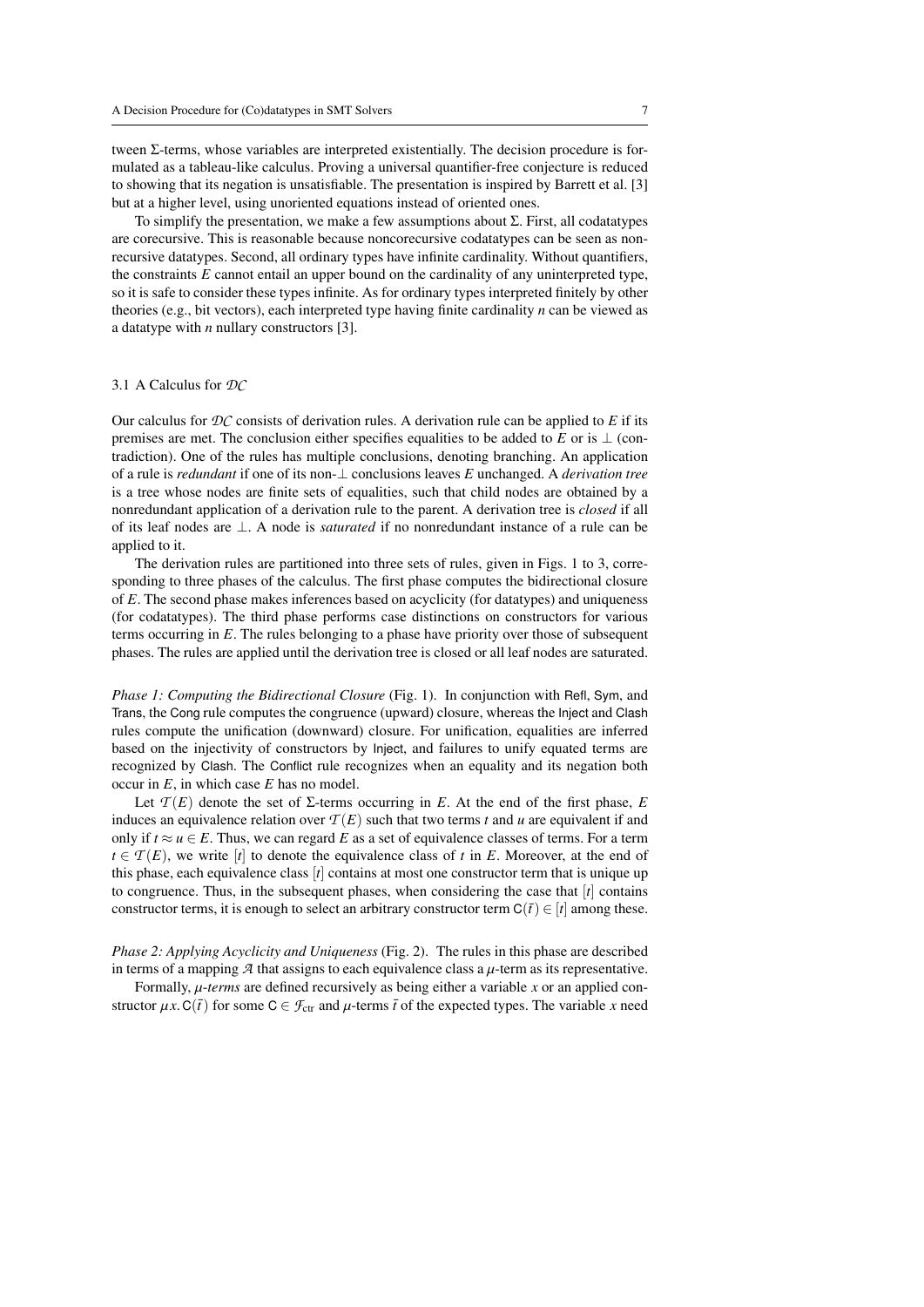tween Σ-terms, whose variables are interpreted existentially. The decision procedure is formulated as a tableau-like calculus. Proving a universal quantifier-free conjecture is reduced to showing that its negation is unsatisfiable. The presentation is inspired by Barrett et al. [3] but at a higher level, using unoriented equations instead of oriented ones.

To simplify the presentation, we make a few assumptions about Σ. First, all codatatypes are corecursive. This is reasonable because noncorecursive codatatypes can be seen as nonrecursive datatypes. Second, all ordinary types have infinite cardinality. Without quantifiers, the constraints $E$ cannot entail an upper bound on the cardinality of any uninterpreted type, so it is safe to consider these types infinite. As for ordinary types interpreted finitely by other theories (e.g., bit vectors), each interpreted type having finite cardinality $n$ can be viewed as a datatype with $n$ nullary constructors [3].

### 3.1 A Calculus for $\mathcal{DC}$

Our calculus for $\mathcal{DC}$ consists of derivation rules. A derivation rule can be applied to $E$ if its premises are met. The conclusion either specifies equalities to be added to $E$ or is $\bot$ (contradiction). One of the rules has multiple conclusions, denoting branching. An application of a rule is *redundant* if one of its non-$\bot$ conclusions leaves $E$ unchanged. A *derivation tree* is a tree whose nodes are finite sets of equalities, such that child nodes are obtained by a nonredundant application of a derivation rule to the parent. A derivation tree is *closed* if all of its leaf nodes are $\bot$. A node is *saturated* if no nonredundant instance of a rule can be applied to it.

The derivation rules are partitioned into three sets of rules, given in Figs. 1 to 3, corresponding to three phases of the calculus. The first phase computes the bidirectional closure of $E$. The second phase makes inferences based on acyclicity (for datatypes) and uniqueness (for codatatypes). The third phase performs case distinctions on constructors for various terms occurring in $E$. The rules belonging to a phase have priority over those of subsequent phases. The rules are applied until the derivation tree is closed or all leaf nodes are saturated.

*Phase 1: Computing the Bidirectional Closure* (Fig. 1). In conjunction with Refl, Sym, and Trans, the Cong rule computes the congruence (upward) closure, whereas the Inject and Clash rules compute the unification (downward) closure. For unification, equalities are inferred based on the injectivity of constructors by Inject, and failures to unify equated terms are recognized by Clash. The Conflict rule recognizes when an equality and its negation both occur in $E$, in which case $E$ has no model.

Let $\mathcal{T}(E)$ denote the set of Σ-terms occurring in $E$. At the end of the first phase, $E$ induces an equivalence relation over $\mathcal{T}(E)$ such that two terms $t$ and $u$ are equivalent if and only if $t \approx u \in E$. Thus, we can regard $E$ as a set of equivalence classes of terms. For a term $t \in \mathcal{T}(E)$, we write $[t]$ to denote the equivalence class of $t$ in $E$. Moreover, at the end of this phase, each equivalence class $[t]$ contains at most one constructor term that is unique up to congruence. Thus, in the subsequent phases, when considering the case that $[t]$ contains constructor terms, it is enough to select an arbitrary constructor term $\mathsf{C}(\bar{t}) \in [t]$ among these.

*Phase 2: Applying Acyclicity and Uniqueness* (Fig. 2). The rules in this phase are described in terms of a mapping $\mathcal{A}$ that assigns to each equivalence class a $\mu$-term as its representative.

Formally, *$\mu$-terms* are defined recursively as being either a variable $x$ or an applied constructor $\mu x.\, \mathsf{C}(\bar{t})$ for some $\mathsf{C} \in \mathcal{F}_{\text{ctr}}$ and $\mu$-terms $\bar{t}$ of the expected types. The variable $x$ need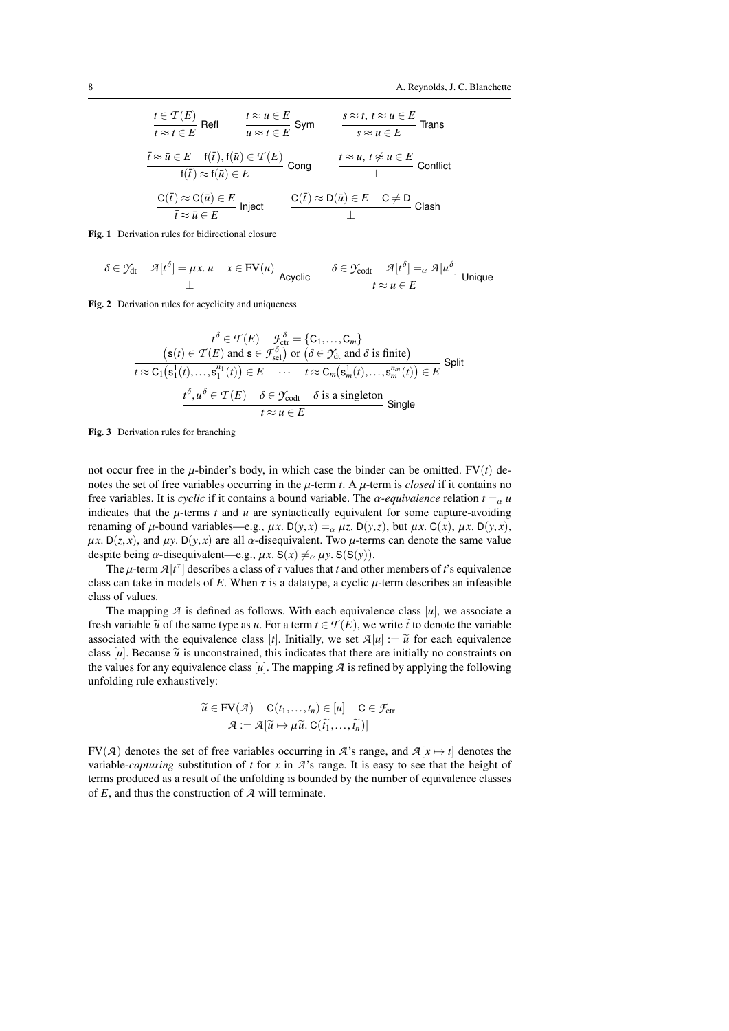$$\frac{t \in \mathcal{T}(E)}{t \approx t \in E}\ \textsf{Refl} \qquad \frac{t \approx u \in E}{u \approx t \in E}\ \textsf{Sym} \qquad \frac{s \approx t,\ t \approx u \in E}{s \approx u \in E}\ \textsf{Trans}$$

$$\frac{\bar{t} \approx \bar{u} \in E \quad \mathsf{f}(\bar{t}), \mathsf{f}(\bar{u}) \in \mathcal{T}(E)}{\mathsf{f}(\bar{t}) \approx \mathsf{f}(\bar{u}) \in E}\ \textsf{Cong} \qquad \frac{t \approx u,\ t \not\approx u \in E}{\bot}\ \textsf{Conflict}$$

$$\frac{\mathsf{C}(\bar{t}) \approx \mathsf{C}(\bar{u}) \in E}{\bar{t} \approx \bar{u} \in E}\ \textsf{Inject} \qquad \frac{\mathsf{C}(\bar{t}) \approx \mathsf{D}(\bar{u}) \in E \quad \mathsf{C} \neq \mathsf{D}}{\bot}\ \textsf{Clash}$$

**Fig. 1** Derivation rules for bidirectional closure

$$\frac{\delta \in \mathcal{Y}_{\mathrm{dt}} \quad \mathcal{A}[t^{\delta}] = \mu x.\, u \quad x \in \mathrm{FV}(u)}{\bot}\ \textsf{Acyclic} \qquad \frac{\delta \in \mathcal{Y}_{\mathrm{codt}} \quad \mathcal{A}[t^{\delta}] =_{\alpha} \mathcal{A}[u^{\delta}]}{t \approx u \in E}\ \textsf{Unique}$$

**Fig. 2** Derivation rules for acyclicity and uniqueness

$$\frac{\begin{array}{c} t^{\delta} \in \mathcal{T}(E) \quad \mathcal{F}^{\delta}_{\mathrm{ctr}} = \{\mathsf{C}_1, \ldots, \mathsf{C}_m\} \\ \big(\mathsf{s}(t) \in \mathcal{T}(E) \text{ and } \mathsf{s} \in \mathcal{F}^{\delta}_{\mathrm{sel}}\big) \text{ or } \big(\delta \in \mathcal{Y}_{\mathrm{dt}} \text{ and } \delta \text{ is finite}\big) \end{array}}{t \approx \mathsf{C}_1\big(\mathsf{s}^1_1(t), \ldots, \mathsf{s}^{n_1}_1(t)\big) \in E \quad \cdots \quad t \approx \mathsf{C}_m\big(\mathsf{s}^1_m(t), \ldots, \mathsf{s}^{n_m}_m(t)\big) \in E}\ \textsf{Split}$$

$$\frac{t^{\delta}, u^{\delta} \in \mathcal{T}(E) \quad \delta \in \mathcal{Y}_{\mathrm{codt}} \quad \delta \text{ is a singleton}}{t \approx u \in E}\ \textsf{Single}$$

**Fig. 3** Derivation rules for branching

not occur free in the $\mu$-binder's body, in which case the binder can be omitted. $\mathrm{FV}(t)$ denotes the set of free variables occurring in the $\mu$-term $t$. A $\mu$-term is *closed* if it contains no free variables. It is *cyclic* if it contains a bound variable. The *$\alpha$-equivalence* relation $t =_{\alpha} u$ indicates that the $\mu$-terms $t$ and $u$ are syntactically equivalent for some capture-avoiding renaming of $\mu$-bound variables—e.g., $\mu x.\ \mathsf{D}(y,x) =_{\alpha} \mu z.\ \mathsf{D}(y,z)$, but $\mu x.\ \mathsf{C}(x)$, $\mu x.\ \mathsf{D}(y,x)$, $\mu x.\ \mathsf{D}(z,x)$, and $\mu y.\ \mathsf{D}(y,x)$ are all $\alpha$-disequivalent. Two $\mu$-terms can denote the same value despite being $\alpha$-disequivalent—e.g., $\mu x.\ \mathsf{S}(x) \neq_{\alpha} \mu y.\ \mathsf{S}(\mathsf{S}(y))$.

The $\mu$-term $\mathcal{A}[t^{\tau}]$ describes a class of $\tau$ values that $t$ and other members of $t$'s equivalence class can take in models of $E$. When $\tau$ is a datatype, a cyclic $\mu$-term describes an infeasible class of values.

The mapping $\mathcal{A}$ is defined as follows. With each equivalence class $[u]$, we associate a fresh variable $\widetilde{u}$ of the same type as $u$. For a term $t \in \mathcal{T}(E)$, we write $\widetilde{t}$ to denote the variable associated with the equivalence class $[t]$. Initially, we set $\mathcal{A}[u] := \widetilde{u}$ for each equivalence class $[u]$. Because $\widetilde{u}$ is unconstrained, this indicates that there are initially no constraints on the values for any equivalence class $[u]$. The mapping $\mathcal{A}$ is refined by applying the following unfolding rule exhaustively:

$$\frac{\widetilde{u} \in \mathrm{FV}(\mathcal{A}) \quad \mathsf{C}(t_1, \ldots, t_n) \in [u] \quad \mathsf{C} \in \mathcal{F}_{\mathrm{ctr}}}{\mathcal{A} := \mathcal{A}[\widetilde{u} \mapsto \mu\widetilde{u}.\ \mathsf{C}(\widetilde{t_1}, \ldots, \widetilde{t_n})]}$$

$\mathrm{FV}(\mathcal{A})$ denotes the set of free variables occurring in $\mathcal{A}$'s range, and $\mathcal{A}[x \mapsto t]$ denotes the variable-*capturing* substitution of $t$ for $x$ in $\mathcal{A}$'s range. It is easy to see that the height of terms produced as a result of the unfolding is bounded by the number of equivalence classes of $E$, and thus the construction of $\mathcal{A}$ will terminate.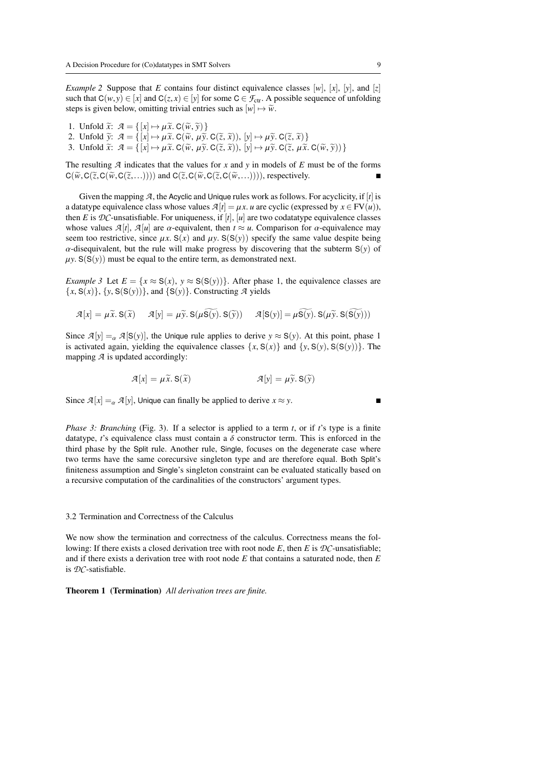*Example 2* Suppose that $E$ contains four distinct equivalence classes $[w]$, $[x]$, $[y]$, and $[z]$ such that $\mathsf{C}(w,y) \in [x]$ and $\mathsf{C}(z,x) \in [y]$ for some $\mathsf{C} \in \mathcal{F}_{\text{ctr}}$. A possible sequence of unfolding steps is given below, omitting trivial entries such as $[w] \mapsto \widetilde{w}$.

1. Unfold $\widetilde{x}$: $\mathcal{A} = \{[x] \mapsto \mu\widetilde{x}.\, \mathsf{C}(\widetilde{w}, \widetilde{y})\}$
2. Unfold $\widetilde{y}$: $\mathcal{A} = \{[x] \mapsto \mu\widetilde{x}.\, \mathsf{C}(\widetilde{w},\, \mu\widetilde{y}.\, \mathsf{C}(\widetilde{z}, \widetilde{x})),\ [y] \mapsto \mu\widetilde{y}.\, \mathsf{C}(\widetilde{z}, \widetilde{x})\}$
3. Unfold $\widetilde{x}$: $\mathcal{A} = \{[x] \mapsto \mu\widetilde{x}.\, \mathsf{C}(\widetilde{w},\, \mu\widetilde{y}.\, \mathsf{C}(\widetilde{z}, \widetilde{x})),\ [y] \mapsto \mu\widetilde{y}.\, \mathsf{C}(\widetilde{z},\, \mu\widetilde{x}.\, \mathsf{C}(\widetilde{w}, \widetilde{y}))\}$

The resulting $\mathcal{A}$ indicates that the values for $x$ and $y$ in models of $E$ must be of the forms $\mathsf{C}(\widetilde{w}, \mathsf{C}(\widetilde{z}, \mathsf{C}(\widetilde{w}, \mathsf{C}(\widetilde{z}, \ldots))))$ and $\mathsf{C}(\widetilde{z}, \mathsf{C}(\widetilde{w}, \mathsf{C}(\widetilde{z}, \mathsf{C}(\widetilde{w}, \ldots))))$, respectively. ∎

Given the mapping $\mathcal{A}$, the Acyclic and Unique rules work as follows. For acyclicity, if $[t]$ is a datatype equivalence class whose values $\mathcal{A}[t] = \mu x.\, u$ are cyclic (expressed by $x \in \mathrm{FV}(u)$), then $E$ is $\mathcal{DC}$-unsatisfiable. For uniqueness, if $[t]$, $[u]$ are two codatatype equivalence classes whose values $\mathcal{A}[t]$, $\mathcal{A}[u]$ are $\alpha$-equivalent, then $t \approx u$. Comparison for $\alpha$-equivalence may seem too restrictive, since $\mu x.\, \mathsf{S}(x)$ and $\mu y.\, \mathsf{S}(\mathsf{S}(y))$ specify the same value despite being $\alpha$-disequivalent, but the rule will make progress by discovering that the subterm $\mathsf{S}(y)$ of $\mu y.\, \mathsf{S}(\mathsf{S}(y))$ must be equal to the entire term, as demonstrated next.

*Example 3* Let $E = \{x \approx \mathsf{S}(x),\ y \approx \mathsf{S}(\mathsf{S}(y))\}$. After phase 1, the equivalence classes are $\{x, \mathsf{S}(x)\}$, $\{y, \mathsf{S}(\mathsf{S}(y))\}$, and $\{\mathsf{S}(y)\}$. Constructing $\mathcal{A}$ yields

$$\mathcal{A}[x] = \mu\widetilde{x}.\, \mathsf{S}(\widetilde{x}) \qquad \mathcal{A}[y] = \mu\widetilde{y}.\, \mathsf{S}(\mu\widetilde{\mathsf{S}(y)}.\, \mathsf{S}(\widetilde{y})) \qquad \mathcal{A}[\mathsf{S}(y)] = \mu\widetilde{\mathsf{S}(y)}.\, \mathsf{S}(\mu\widetilde{y}.\, \mathsf{S}(\widetilde{\mathsf{S}(y)}))$$

Since $\mathcal{A}[y] =_\alpha \mathcal{A}[\mathsf{S}(y)]$, the Unique rule applies to derive $y \approx \mathsf{S}(y)$. At this point, phase 1 is activated again, yielding the equivalence classes $\{x, \mathsf{S}(x)\}$ and $\{y, \mathsf{S}(y), \mathsf{S}(\mathsf{S}(y))\}$. The mapping $\mathcal{A}$ is updated accordingly:

$$\mathcal{A}[x] = \mu\widetilde{x}.\, \mathsf{S}(\widetilde{x}) \qquad\qquad \mathcal{A}[y] = \mu\widetilde{y}.\, \mathsf{S}(\widetilde{y})$$

Since $\mathcal{A}[x] =_\alpha \mathcal{A}[y]$, Unique can finally be applied to derive $x \approx y$. ∎

*Phase 3: Branching* (Fig. 3). If a selector is applied to a term $t$, or if $t$'s type is a finite datatype, $t$'s equivalence class must contain a $\delta$ constructor term. This is enforced in the third phase by the Split rule. Another rule, Single, focuses on the degenerate case where two terms have the same corecursive singleton type and are therefore equal. Both Split's finiteness assumption and Single's singleton constraint can be evaluated statically based on a recursive computation of the cardinalities of the constructors' argument types.

### 3.2 Termination and Correctness of the Calculus

We now show the termination and correctness of the calculus. Correctness means the following: If there exists a closed derivation tree with root node $E$, then $E$ is $\mathcal{DC}$-unsatisfiable; and if there exists a derivation tree with root node $E$ that contains a saturated node, then $E$ is $\mathcal{DC}$-satisfiable.

**Theorem 1 (Termination)** *All derivation trees are finite.*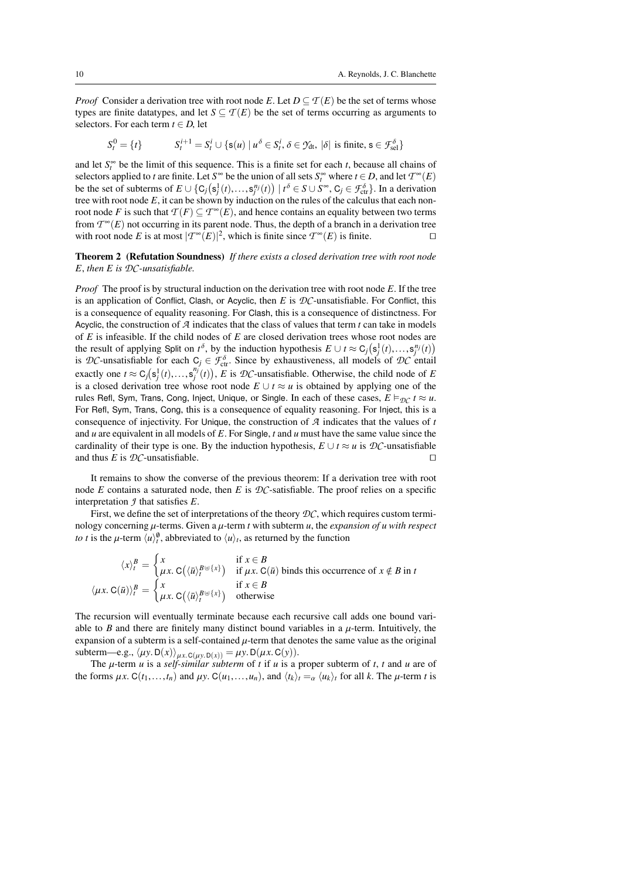*Proof* Consider a derivation tree with root node $E$. Let $D \subseteq \mathcal{T}(E)$ be the set of terms whose types are finite datatypes, and let $S \subseteq \mathcal{T}(E)$ be the set of terms occurring as arguments to selectors. For each term $t \in D$, let

$$S_t^0 = \{t\} \qquad\qquad S_t^{i+1} = S_t^i \cup \{\mathsf{s}(u) \mid u^\delta \in S_t^i,\, \delta \in \mathcal{Y}_{\mathrm{dt}},\ |\delta| \text{ is finite},\ \mathsf{s} \in \mathcal{F}_{\mathrm{sel}}^\delta\}$$

and let $S_t^\infty$ be the limit of this sequence. This is a finite set for each $t$, because all chains of selectors applied to $t$ are finite. Let $S^\infty$ be the union of all sets $S_t^\infty$ where $t \in D$, and let $\mathcal{T}^\infty(E)$ be the set of subterms of $E \cup \{\mathsf{C}_j\big(\mathsf{s}_j^1(t), \ldots, \mathsf{s}_j^{n_j}(t)\big) \mid t^\delta \in S \cup S^\infty,\ \mathsf{C}_j \in \mathcal{F}_{\mathrm{ctr}}^\delta\}$. In a derivation tree with root node $E$, it can be shown by induction on the rules of the calculus that each non-root node $F$ is such that $\mathcal{T}(F) \subseteq \mathcal{T}^\infty(E)$, and hence contains an equality between two terms from $\mathcal{T}^\infty(E)$ not occurring in its parent node. Thus, the depth of a branch in a derivation tree with root node $E$ is at most $|\mathcal{T}^\infty(E)|^2$, which is finite since $\mathcal{T}^\infty(E)$ is finite. ⊓⊔

**Theorem 2 (Refutation Soundness)** *If there exists a closed derivation tree with root node $E$, then $E$ is $\mathcal{DC}$-unsatisfiable.*

*Proof* The proof is by structural induction on the derivation tree with root node $E$. If the tree is an application of Conflict, Clash, or Acyclic, then $E$ is $\mathcal{DC}$-unsatisfiable. For Conflict, this is a consequence of equality reasoning. For Clash, this is a consequence of distinctness. For Acyclic, the construction of $\mathcal{A}$ indicates that the class of values that term $t$ can take in models of $E$ is infeasible. If the child nodes of $E$ are closed derivation trees whose root nodes are the result of applying Split on $t^\delta$, by the induction hypothesis $E \cup t \approx \mathsf{C}_j\big(\mathsf{s}_j^1(t), \ldots, \mathsf{s}_j^{n_j}(t)\big)$ is $\mathcal{DC}$-unsatisfiable for each $\mathsf{C}_j \in \mathcal{F}_{\mathrm{ctr}}^\delta$. Since by exhaustiveness, all models of $\mathcal{DC}$ entail exactly one $t \approx \mathsf{C}_j\big(\mathsf{s}_j^1(t), \ldots, \mathsf{s}_j^{n_j}(t)\big)$, $E$ is $\mathcal{DC}$-unsatisfiable. Otherwise, the child node of $E$ is a closed derivation tree whose root node $E \cup t \approx u$ is obtained by applying one of the rules Refl, Sym, Trans, Cong, Inject, Unique, or Single. In each of these cases, $E \vDash_{\mathcal{DC}} t \approx u$. For Refl, Sym, Trans, Cong, this is a consequence of equality reasoning. For Inject, this is a consequence of injectivity. For Unique, the construction of $\mathcal{A}$ indicates that the values of $t$ and $u$ are equivalent in all models of $E$. For Single, $t$ and $u$ must have the same value since the cardinality of their type is one. By the induction hypothesis, $E \cup t \approx u$ is $\mathcal{DC}$-unsatisfiable and thus $E$ is $\mathcal{DC}$-unsatisfiable. ⊓⊔

It remains to show the converse of the previous theorem: If a derivation tree with root node $E$ contains a saturated node, then $E$ is $\mathcal{DC}$-satisfiable. The proof relies on a specific interpretation $\mathcal{J}$ that satisfies $E$.

First, we define the set of interpretations of the theory $\mathcal{DC}$, which requires custom terminology concerning $\mu$-terms. Given a $\mu$-term $t$ with subterm $u$, the *expansion of $u$ with respect to $t$* is the $\mu$-term $\langle u \rangle_t^\emptyset$, abbreviated to $\langle u \rangle_t$, as returned by the function

$$\langle x \rangle_t^B = \begin{cases} x & \text{if } x \in B \\ \mu x.\, \mathsf{C}\big(\langle \bar{u} \rangle_t^{B \uplus \{x\}}\big) & \text{if } \mu x.\, \mathsf{C}(\bar{u}) \text{ binds this occurrence of } x \notin B \text{ in } t \end{cases}$$

$$\langle \mu x.\, \mathsf{C}(\bar{u}) \rangle_t^B = \begin{cases} x & \text{if } x \in B \\ \mu x.\, \mathsf{C}\big(\langle \bar{u} \rangle_t^{B \uplus \{x\}}\big) & \text{otherwise} \end{cases}$$

The recursion will eventually terminate because each recursive call adds one bound variable to $B$ and there are finitely many distinct bound variables in a $\mu$-term. Intuitively, the expansion of a subterm is a self-contained $\mu$-term that denotes the same value as the original subterm—e.g., $\langle \mu y.\, \mathsf{D}(x) \rangle_{\mu x.\, \mathsf{C}(\mu y.\, \mathsf{D}(x))} = \mu y.\, \mathsf{D}(\mu x.\, \mathsf{C}(y))$.

The $\mu$-term $u$ is a *self-similar subterm* of $t$ if $u$ is a proper subterm of $t$, $t$ and $u$ are of the forms $\mu x.\, \mathsf{C}(t_1, \ldots, t_n)$ and $\mu y.\, \mathsf{C}(u_1, \ldots, u_n)$, and $\langle t_k \rangle_t =_\alpha \langle u_k \rangle_t$ for all $k$. The $\mu$-term $t$ is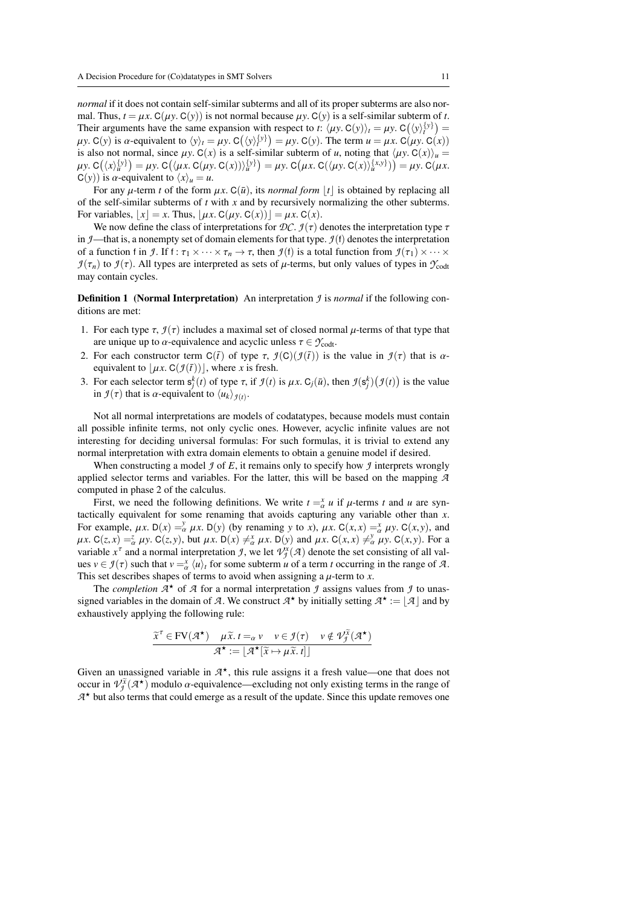*normal* if it does not contain self-similar subterms and all of its proper subterms are also normal. Thus, $t = \mu x.\, \mathsf{C}(\mu y.\, \mathsf{C}(y))$ is not normal because $\mu y.\, \mathsf{C}(y)$ is a self-similar subterm of $t$. Their arguments have the same expansion with respect to $t$: $\langle \mu y.\, \mathsf{C}(y)\rangle_t = \mu y.\, \mathsf{C}\big(\langle y\rangle_t^{\{y\}}\big) = \mu y.\, \mathsf{C}(y)$ is $\alpha$-equivalent to $\langle y\rangle_t = \mu y.\, \mathsf{C}\big(\langle y\rangle_t^{\{y\}}\big) = \mu y.\, \mathsf{C}(y)$. The term $u = \mu x.\, \mathsf{C}(\mu y.\, \mathsf{C}(x))$ is also not normal, since $\mu y.\, \mathsf{C}(x)$ is a self-similar subterm of $u$, noting that $\langle \mu y.\, \mathsf{C}(x)\rangle_u = \mu y.\, \mathsf{C}\big(\langle x\rangle_u^{\{y\}}\big) = \mu y.\, \mathsf{C}\big(\langle \mu x.\, \mathsf{C}(\mu y.\, \mathsf{C}(x))\rangle_u^{\{y\}}\big) = \mu y.\, \mathsf{C}\big(\mu x.\, \mathsf{C}(\langle \mu y.\, \mathsf{C}(x)\rangle_u^{\{x,y\}})\big) = \mu y.\, \mathsf{C}(\mu x.\, \mathsf{C}(y))$ is $\alpha$-equivalent to $\langle x\rangle_u = u$.

For any $\mu$-term $t$ of the form $\mu x.\, \mathsf{C}(\bar{u})$, its *normal form* $\lfloor t\rfloor$ is obtained by replacing all of the self-similar subterms of $t$ with $x$ and by recursively normalizing the other subterms. For variables, $\lfloor x\rfloor = x$. Thus, $\lfloor \mu x.\, \mathsf{C}(\mu y.\, \mathsf{C}(x))\rfloor = \mu x.\, \mathsf{C}(x)$.

We now define the class of interpretations for $\mathcal{DC}$. $\mathcal{I}(\tau)$ denotes the interpretation type $\tau$ in $\mathcal{I}$—that is, a nonempty set of domain elements for that type. $\mathcal{I}(\mathsf{f})$ denotes the interpretation of a function $\mathsf{f}$ in $\mathcal{I}$. If $\mathsf{f} : \tau_1 \times \cdots \times \tau_n \to \tau$, then $\mathcal{I}(\mathsf{f})$ is a total function from $\mathcal{I}(\tau_1) \times \cdots \times \mathcal{I}(\tau_n)$ to $\mathcal{I}(\tau)$. All types are interpreted as sets of $\mu$-terms, but only values of types in $\mathcal{Y}_{\mathrm{codt}}$ may contain cycles.

**Definition 1 (Normal Interpretation)** An interpretation $\mathcal{I}$ is *normal* if the following conditions are met:

1. For each type $\tau$, $\mathcal{I}(\tau)$ includes a maximal set of closed normal $\mu$-terms of that type that are unique up to $\alpha$-equivalence and acyclic unless $\tau \in \mathcal{Y}_{\mathrm{codt}}$.
2. For each constructor term $\mathsf{C}(\bar{t})$ of type $\tau$, $\mathcal{I}(\mathsf{C})(\mathcal{I}(\bar{t}))$ is the value in $\mathcal{I}(\tau)$ that is $\alpha$-equivalent to $\lfloor \mu x.\, \mathsf{C}(\mathcal{I}(\bar{t}))\rfloor$, where $x$ is fresh.
3. For each selector term $\mathsf{s}_j^k(t)$ of type $\tau$, if $\mathcal{I}(t)$ is $\mu x.\, \mathsf{C}_j(\bar{u})$, then $\mathcal{I}(\mathsf{s}_j^k)\big(\mathcal{I}(t)\big)$ is the value in $\mathcal{I}(\tau)$ that is $\alpha$-equivalent to $\langle u_k\rangle_{\mathcal{I}(t)}$.

Not all normal interpretations are models of codatatypes, because models must contain all possible infinite terms, not only cyclic ones. However, acyclic infinite values are not interesting for deciding universal formulas: For such formulas, it is trivial to extend any normal interpretation with extra domain elements to obtain a genuine model if desired.

When constructing a model $\mathcal{I}$ of $E$, it remains only to specify how $\mathcal{I}$ interprets wrongly applied selector terms and variables. For the latter, this will be based on the mapping $\mathcal{A}$ computed in phase 2 of the calculus.

First, we need the following definitions. We write $t =_\alpha^x u$ if $\mu$-terms $t$ and $u$ are syntactically equivalent for some renaming that avoids capturing any variable other than $x$. For example, $\mu x.\, \mathsf{D}(x) =_\alpha^y \mu x.\, \mathsf{D}(y)$ (by renaming $y$ to $x$), $\mu x.\, \mathsf{C}(x,x) =_\alpha^x \mu y.\, \mathsf{C}(x,y)$, and $\mu x.\, \mathsf{C}(z,x) =_\alpha^z \mu y.\, \mathsf{C}(z,y)$, but $\mu x.\, \mathsf{D}(x) \neq_\alpha^x \mu x.\, \mathsf{D}(y)$ and $\mu x.\, \mathsf{C}(x,x) \neq_\alpha^y \mu y.\, \mathsf{C}(x,y)$. For a variable $x^\tau$ and a normal interpretation $\mathcal{I}$, we let $\mathcal{V}_{\mathcal{I}}^x(\mathcal{A})$ denote the set consisting of all values $v \in \mathcal{I}(\tau)$ such that $v =_\alpha^x \langle u\rangle_t$ for some subterm $u$ of a term $t$ occurring in the range of $\mathcal{A}$. This set describes shapes of terms to avoid when assigning a $\mu$-term to $x$.

The *completion* $\mathcal{A}^\star$ of $\mathcal{A}$ for a normal interpretation $\mathcal{I}$ assigns values from $\mathcal{I}$ to unassigned variables in the domain of $\mathcal{A}$. We construct $\mathcal{A}^\star$ by initially setting $\mathcal{A}^\star := \lfloor \mathcal{A}\rfloor$ and by exhaustively applying the following rule:

$$\frac{\widetilde{x}^\tau \in \mathrm{FV}(\mathcal{A}^\star) \quad \mu\widetilde{x}.\, t =_\alpha v \quad v \in \mathcal{I}(\tau) \quad v \notin \mathcal{V}_{\mathcal{I}}^{\widetilde{x}}(\mathcal{A}^\star)}{\mathcal{A}^\star := \lfloor \mathcal{A}^\star[\widetilde{x} \mapsto \mu\widetilde{x}.\, t]\rfloor}$$

Given an unassigned variable in $\mathcal{A}^\star$, this rule assigns it a fresh value—one that does not occur in $\mathcal{V}_{\mathcal{I}}^{\widetilde{x}}(\mathcal{A}^\star)$ modulo $\alpha$-equivalence—excluding not only existing terms in the range of $\mathcal{A}^\star$ but also terms that could emerge as a result of the update. Since this update removes one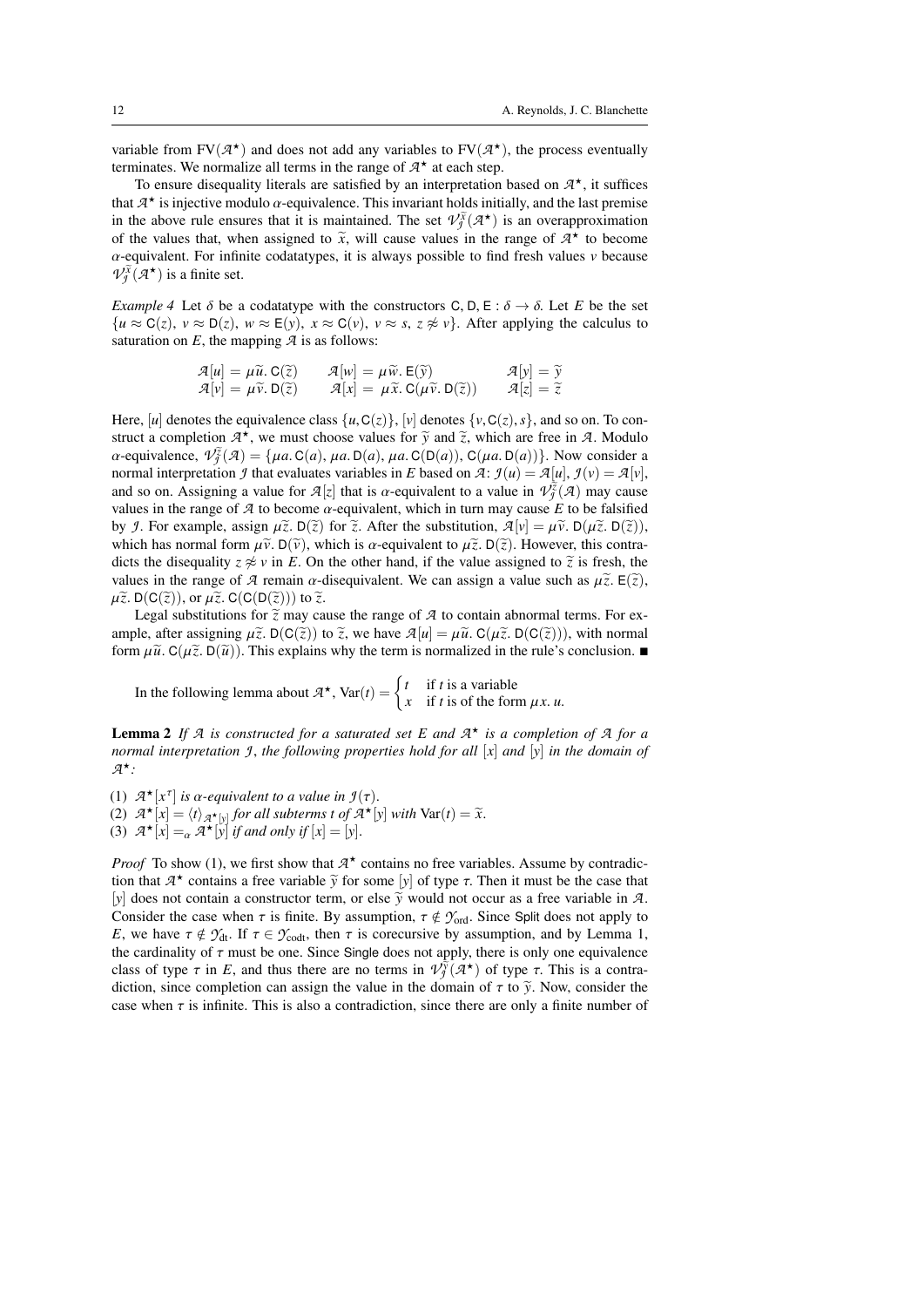variable from $\text{FV}(\mathcal{A}^\star)$ and does not add any variables to $\text{FV}(\mathcal{A}^\star)$, the process eventually terminates. We normalize all terms in the range of $\mathcal{A}^\star$ at each step.

To ensure disequality literals are satisfied by an interpretation based on $\mathcal{A}^\star$, it suffices that $\mathcal{A}^\star$ is injective modulo $\alpha$-equivalence. This invariant holds initially, and the last premise in the above rule ensures that it is maintained. The set $\mathcal{V}_{\mathcal{J}}^{\widetilde{x}}(\mathcal{A}^\star)$ is an overapproximation of the values that, when assigned to $\widetilde{x}$, will cause values in the range of $\mathcal{A}^\star$ to become $\alpha$-equivalent. For infinite codatatypes, it is always possible to find fresh values $v$ because $\mathcal{V}_{\mathcal{J}}^{\widetilde{x}}(\mathcal{A}^\star)$ is a finite set.

*Example 4* Let $\delta$ be a codatatype with the constructors $\mathsf{C}, \mathsf{D}, \mathsf{E} : \delta \to \delta$. Let $E$ be the set $\{u \approx \mathsf{C}(z),\ v \approx \mathsf{D}(z),\ w \approx \mathsf{E}(y),\ x \approx \mathsf{C}(v),\ v \approx s,\ z \not\approx v\}$. After applying the calculus to saturation on $E$, the mapping $\mathcal{A}$ is as follows:

$$\begin{array}{lll} \mathcal{A}[u] = \mu\widetilde{u}.\,\mathsf{C}(\widetilde{z}) & \mathcal{A}[w] = \mu\widetilde{w}.\,\mathsf{E}(\widetilde{y}) & \mathcal{A}[y] = \widetilde{y} \\ \mathcal{A}[v] = \mu\widetilde{v}.\,\mathsf{D}(\widetilde{z}) & \mathcal{A}[x] = \mu\widetilde{x}.\,\mathsf{C}(\mu\widetilde{v}.\,\mathsf{D}(\widetilde{z})) & \mathcal{A}[z] = \widetilde{z} \end{array}$$

Here, $[u]$ denotes the equivalence class $\{u, \mathsf{C}(z)\}$, $[v]$ denotes $\{v, \mathsf{C}(z), s\}$, and so on. To construct a completion $\mathcal{A}^\star$, we must choose values for $\widetilde{y}$ and $\widetilde{z}$, which are free in $\mathcal{A}$. Modulo $\alpha$-equivalence, $\mathcal{V}_{\mathcal{J}}^{\widetilde{z}}(\mathcal{A}) = \{\mu a.\,\mathsf{C}(a),\ \mu a.\,\mathsf{D}(a),\ \mu a.\,\mathsf{C}(\mathsf{D}(a)),\ \mathsf{C}(\mu a.\,\mathsf{D}(a))\}$. Now consider a normal interpretation $\mathcal{J}$ that evaluates variables in $E$ based on $\mathcal{A}$: $\mathcal{J}(u) = \mathcal{A}[u]$, $\mathcal{J}(v) = \mathcal{A}[v]$, and so on. Assigning a value for $\mathcal{A}[z]$ that is $\alpha$-equivalent to a value in $\mathcal{V}_{\mathcal{J}}^{\widetilde{z}}(\mathcal{A})$ may cause values in the range of $\mathcal{A}$ to become $\alpha$-equivalent, which in turn may cause $E$ to be falsified by $\mathcal{J}$. For example, assign $\mu\widetilde{z}.\,\mathsf{D}(\widetilde{z})$ for $\widetilde{z}$. After the substitution, $\mathcal{A}[v] = \mu\widetilde{v}.\,\mathsf{D}(\mu\widetilde{z}.\,\mathsf{D}(\widetilde{z}))$, which has normal form $\mu\widetilde{v}.\,\mathsf{D}(\widetilde{v})$, which is $\alpha$-equivalent to $\mu\widetilde{z}.\,\mathsf{D}(\widetilde{z})$. However, this contradicts the disequality $z \not\approx v$ in $E$. On the other hand, if the value assigned to $\widetilde{z}$ is fresh, the values in the range of $\mathcal{A}$ remain $\alpha$-disequivalent. We can assign a value such as $\mu\widetilde{z}.\,\mathsf{E}(\widetilde{z})$, $\mu\widetilde{z}.\,\mathsf{D}(\mathsf{C}(\widetilde{z}))$, or $\mu\widetilde{z}.\,\mathsf{C}(\mathsf{C}(\mathsf{D}(\widetilde{z})))$ to $\widetilde{z}$.

Legal substitutions for $\widetilde{z}$ may cause the range of $\mathcal{A}$ to contain abnormal terms. For example, after assigning $\mu\widetilde{z}.\,\mathsf{D}(\mathsf{C}(\widetilde{z}))$ to $\widetilde{z}$, we have $\mathcal{A}[u] = \mu\widetilde{u}.\,\mathsf{C}(\mu\widetilde{z}.\,\mathsf{D}(\mathsf{C}(\widetilde{z})))$, with normal form $\mu\widetilde{u}.\,\mathsf{C}(\mu\widetilde{z}.\,\mathsf{D}(\widetilde{u}))$. This explains why the term is normalized in the rule's conclusion. ∎

In the following lemma about $\mathcal{A}^\star$, $\text{Var}(t) = \begin{cases} t & \text{if } t \text{ is a variable} \\ x & \text{if } t \text{ is of the form } \mu x.\,u. \end{cases}$

**Lemma 2** *If $\mathcal{A}$ is constructed for a saturated set $E$ and $\mathcal{A}^\star$ is a completion of $\mathcal{A}$ for a normal interpretation $\mathcal{J}$, the following properties hold for all $[x]$ and $[y]$ in the domain of $\mathcal{A}^\star$:*

(1) *$\mathcal{A}^\star[x^\tau]$ is $\alpha$-equivalent to a value in $\mathcal{J}(\tau)$.*
(2) *$\mathcal{A}^\star[x] = \langle t\rangle_{\mathcal{A}^\star[y]}$ for all subterms $t$ of $\mathcal{A}^\star[y]$ with $\text{Var}(t) = \widetilde{x}$.*
(3) *$\mathcal{A}^\star[x] =_\alpha \mathcal{A}^\star[y]$ if and only if $[x] = [y]$.*

*Proof* To show (1), we first show that $\mathcal{A}^\star$ contains no free variables. Assume by contradiction that $\mathcal{A}^\star$ contains a free variable $\widetilde{y}$ for some $[y]$ of type $\tau$. Then it must be the case that $[y]$ does not contain a constructor term, or else $\widetilde{y}$ would not occur as a free variable in $\mathcal{A}$. Consider the case when $\tau$ is finite. By assumption, $\tau \notin \mathcal{Y}_{\text{ord}}$. Since Split does not apply to $E$, we have $\tau \notin \mathcal{Y}_{\text{dt}}$. If $\tau \in \mathcal{Y}_{\text{codt}}$, then $\tau$ is corecursive by assumption, and by Lemma 1, the cardinality of $\tau$ must be one. Since Single does not apply, there is only one equivalence class of type $\tau$ in $E$, and thus there are no terms in $\mathcal{V}_{\mathcal{J}}^{\widetilde{y}}(\mathcal{A}^\star)$ of type $\tau$. This is a contradiction, since completion can assign the value in the domain of $\tau$ to $\widetilde{y}$. Now, consider the case when $\tau$ is infinite. This is also a contradiction, since there are only a finite number of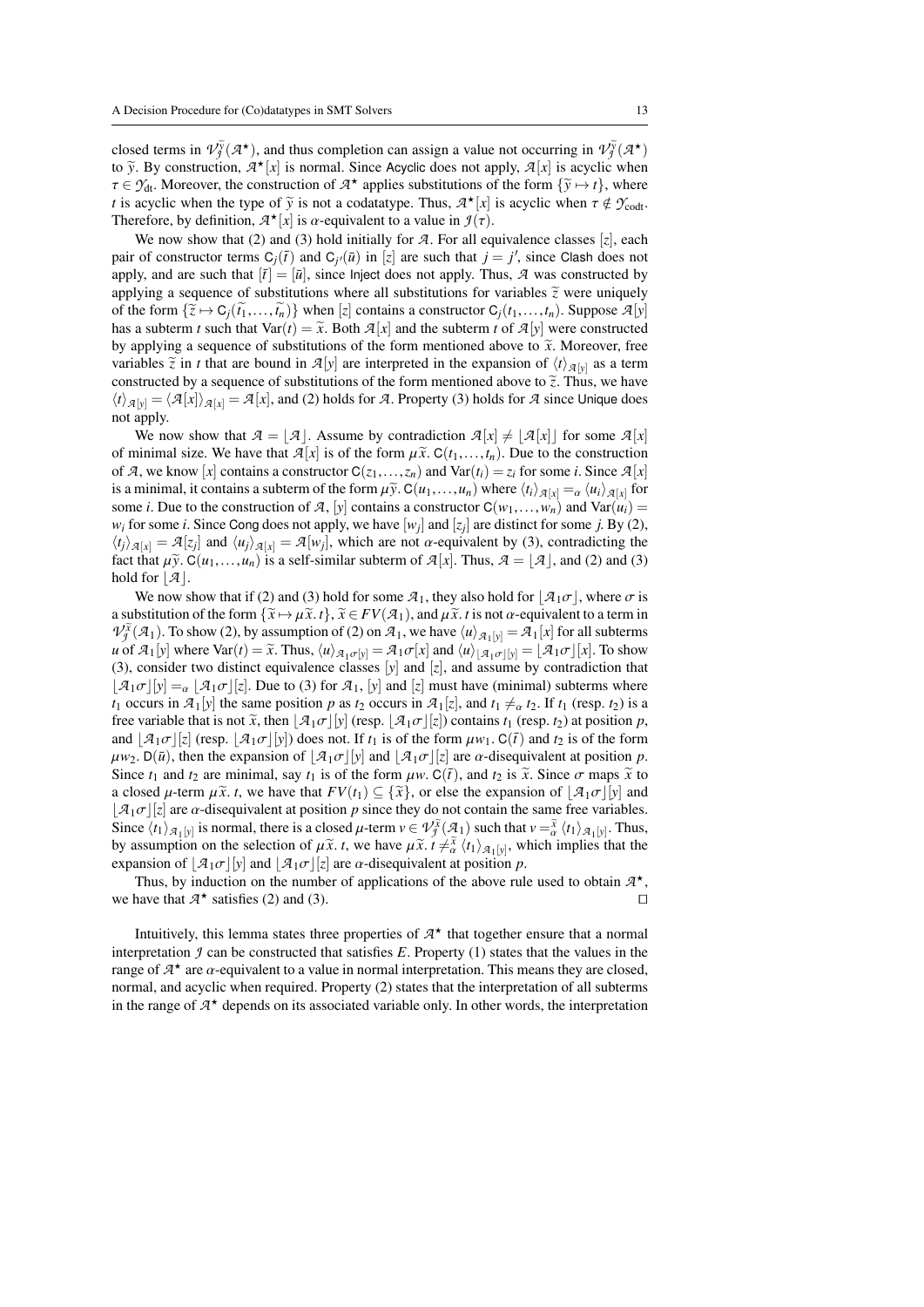closed terms in $\mathcal{V}_{\mathcal{J}}^{\widetilde{y}}(\mathcal{A}^\star)$, and thus completion can assign a value not occurring in $\mathcal{V}_{\mathcal{J}}^{\widetilde{y}}(\mathcal{A}^\star)$ to $\widetilde{y}$. By construction, $\mathcal{A}^\star[x]$ is normal. Since Acyclic does not apply, $\mathcal{A}[x]$ is acyclic when $\tau \in \mathcal{Y}_{\text{dt}}$. Moreover, the construction of $\mathcal{A}^\star$ applies substitutions of the form $\{\widetilde{y} \mapsto t\}$, where $t$ is acyclic when the type of $\widetilde{y}$ is not a codatatype. Thus, $\mathcal{A}^\star[x]$ is acyclic when $\tau \notin \mathcal{Y}_{\text{codt}}$. Therefore, by definition, $\mathcal{A}^\star[x]$ is $\alpha$-equivalent to a value in $\mathcal{J}(\tau)$.

We now show that (2) and (3) hold initially for $\mathcal{A}$. For all equivalence classes $[z]$, each pair of constructor terms $\mathsf{C}_j(\bar{t})$ and $\mathsf{C}_{j'}(\bar{u})$ in $[z]$ are such that $j = j'$, since Clash does not apply, and are such that $[\bar{t}] = [\bar{u}]$, since Inject does not apply. Thus, $\mathcal{A}$ was constructed by applying a sequence of substitutions where all substitutions for variables $\widetilde{z}$ were uniquely of the form $\{\widetilde{z} \mapsto \mathsf{C}_j(\widetilde{t_1}, \ldots, \widetilde{t_n})\}$ when $[z]$ contains a constructor $\mathsf{C}_j(t_1, \ldots, t_n)$. Suppose $\mathcal{A}[y]$ has a subterm $t$ such that $\text{Var}(t) = \widetilde{x}$. Both $\mathcal{A}[x]$ and the subterm $t$ of $\mathcal{A}[y]$ were constructed by applying a sequence of substitutions of the form mentioned above to $\widetilde{x}$. Moreover, free variables $\widetilde{z}$ in $t$ that are bound in $\mathcal{A}[y]$ are interpreted in the expansion of $\langle t \rangle_{\mathcal{A}[y]}$ as a term constructed by a sequence of substitutions of the form mentioned above to $\widetilde{z}$. Thus, we have $\langle t \rangle_{\mathcal{A}[y]} = \langle \mathcal{A}[x] \rangle_{\mathcal{A}[x]} = \mathcal{A}[x]$, and (2) holds for $\mathcal{A}$. Property (3) holds for $\mathcal{A}$ since Unique does not apply.

We now show that $\mathcal{A} = \lfloor \mathcal{A} \rfloor$. Assume by contradiction $\mathcal{A}[x] \neq \lfloor \mathcal{A}[x] \rfloor$ for some $\mathcal{A}[x]$ of minimal size. We have that $\mathcal{A}[x]$ is of the form $\mu\widetilde{x}.\, \mathsf{C}(t_1, \ldots, t_n)$. Due to the construction of $\mathcal{A}$, we know $[x]$ contains a constructor $\mathsf{C}(z_1, \ldots, z_n)$ and $\text{Var}(t_i) = z_i$ for some $i$. Since $\mathcal{A}[x]$ is a minimal, it contains a subterm of the form $\mu\widetilde{y}.\, \mathsf{C}(u_1, \ldots, u_n)$ where $\langle t_i \rangle_{\mathcal{A}[x]} =_\alpha \langle u_i \rangle_{\mathcal{A}[x]}$ for some $i$. Due to the construction of $\mathcal{A}$, $[y]$ contains a constructor $\mathsf{C}(w_1, \ldots, w_n)$ and $\text{Var}(u_i) = w_i$ for some $i$. Since Cong does not apply, we have $[w_j]$ and $[z_j]$ are distinct for some $j$. By (2), $\langle t_j \rangle_{\mathcal{A}[x]} = \mathcal{A}[z_j]$ and $\langle u_j \rangle_{\mathcal{A}[x]} = \mathcal{A}[w_j]$, which are not $\alpha$-equivalent by (3), contradicting the fact that $\mu\widetilde{y}.\, \mathsf{C}(u_1, \ldots, u_n)$ is a self-similar subterm of $\mathcal{A}[x]$. Thus, $\mathcal{A} = \lfloor \mathcal{A} \rfloor$, and (2) and (3) hold for $\lfloor \mathcal{A} \rfloor$.

We now show that if (2) and (3) hold for some $\mathcal{A}_1$, they also hold for $\lfloor \mathcal{A}_1 \sigma \rfloor$, where $\sigma$ is a substitution of the form $\{\widetilde{x} \mapsto \mu\widetilde{x}.\, t\}$, $\widetilde{x} \in FV(\mathcal{A}_1)$, and $\mu\widetilde{x}.\, t$ is not $\alpha$-equivalent to a term in $\mathcal{V}_{\mathcal{J}}^{\widetilde{x}}(\mathcal{A}_1)$. To show (2), by assumption of (2) on $\mathcal{A}_1$, we have $\langle u \rangle_{\mathcal{A}_1[y]} = \mathcal{A}_1[x]$ for all subterms $u$ of $\mathcal{A}_1[y]$ where $\text{Var}(t) = \widetilde{x}$. Thus, $\langle u \rangle_{\mathcal{A}_1\sigma[y]} = \mathcal{A}_1\sigma[x]$ and $\langle u \rangle_{\lfloor \mathcal{A}_1\sigma \rfloor[y]} = \lfloor \mathcal{A}_1\sigma \rfloor[x]$. To show (3), consider two distinct equivalence classes $[y]$ and $[z]$, and assume by contradiction that $\lfloor \mathcal{A}_1\sigma \rfloor[y] =_\alpha \lfloor \mathcal{A}_1\sigma \rfloor[z]$. Due to (3) for $\mathcal{A}_1$, $[y]$ and $[z]$ must have (minimal) subterms where $t_1$ occurs in $\mathcal{A}_1[y]$ the same position $p$ as $t_2$ occurs in $\mathcal{A}_1[z]$, and $t_1 \neq_\alpha t_2$. If $t_1$ (resp. $t_2$) is a free variable that is not $\widetilde{x}$, then $\lfloor \mathcal{A}_1\sigma \rfloor[y]$ (resp. $\lfloor \mathcal{A}_1\sigma \rfloor[z]$) contains $t_1$ (resp. $t_2$) at position $p$, and $\lfloor \mathcal{A}_1\sigma \rfloor[z]$ (resp. $\lfloor \mathcal{A}_1\sigma \rfloor[y]$) does not. If $t_1$ is of the form $\mu w_1.\, \mathsf{C}(\bar{t})$ and $t_2$ is of the form $\mu w_2.\, \mathsf{D}(\bar{u})$, then the expansion of $\lfloor \mathcal{A}_1\sigma \rfloor[y]$ and $\lfloor \mathcal{A}_1\sigma \rfloor[z]$ are $\alpha$-disequivalent at position $p$. Since $t_1$ and $t_2$ are minimal, say $t_1$ is of the form $\mu w.\, \mathsf{C}(\bar{t})$, and $t_2$ is $\widetilde{x}$. Since $\sigma$ maps $\widetilde{x}$ to a closed $\mu$-term $\mu\widetilde{x}.\, t$, we have that $FV(t_1) \subseteq \{\widetilde{x}\}$, or else the expansion of $\lfloor \mathcal{A}_1\sigma \rfloor[y]$ and $\lfloor \mathcal{A}_1\sigma \rfloor[z]$ are $\alpha$-disequivalent at position $p$ since they do not contain the same free variables. Since $\langle t_1 \rangle_{\mathcal{A}_1[y]}$ is normal, there is a closed $\mu$-term $v \in \mathcal{V}_{\mathcal{J}}^{\widetilde{x}}(\mathcal{A}_1)$ such that $v =_\alpha^{\widetilde{x}} \langle t_1 \rangle_{\mathcal{A}_1[y]}$. Thus, by assumption on the selection of $\mu\widetilde{x}.\, t$, we have $\mu\widetilde{x}.\, t \neq_\alpha^{\widetilde{x}} \langle t_1 \rangle_{\mathcal{A}_1[y]}$, which implies that the expansion of $\lfloor \mathcal{A}_1\sigma \rfloor[y]$ and $\lfloor \mathcal{A}_1\sigma \rfloor[z]$ are $\alpha$-disequivalent at position $p$.

Thus, by induction on the number of applications of the above rule used to obtain $\mathcal{A}^\star$, we have that $\mathcal{A}^\star$ satisfies (2) and (3). ◻

Intuitively, this lemma states three properties of $\mathcal{A}^\star$ that together ensure that a normal interpretation $\mathcal{J}$ can be constructed that satisfies $E$. Property (1) states that the values in the range of $\mathcal{A}^\star$ are $\alpha$-equivalent to a value in normal interpretation. This means they are closed, normal, and acyclic when required. Property (2) states that the interpretation of all subterms in the range of $\mathcal{A}^\star$ depends on its associated variable only. In other words, the interpretation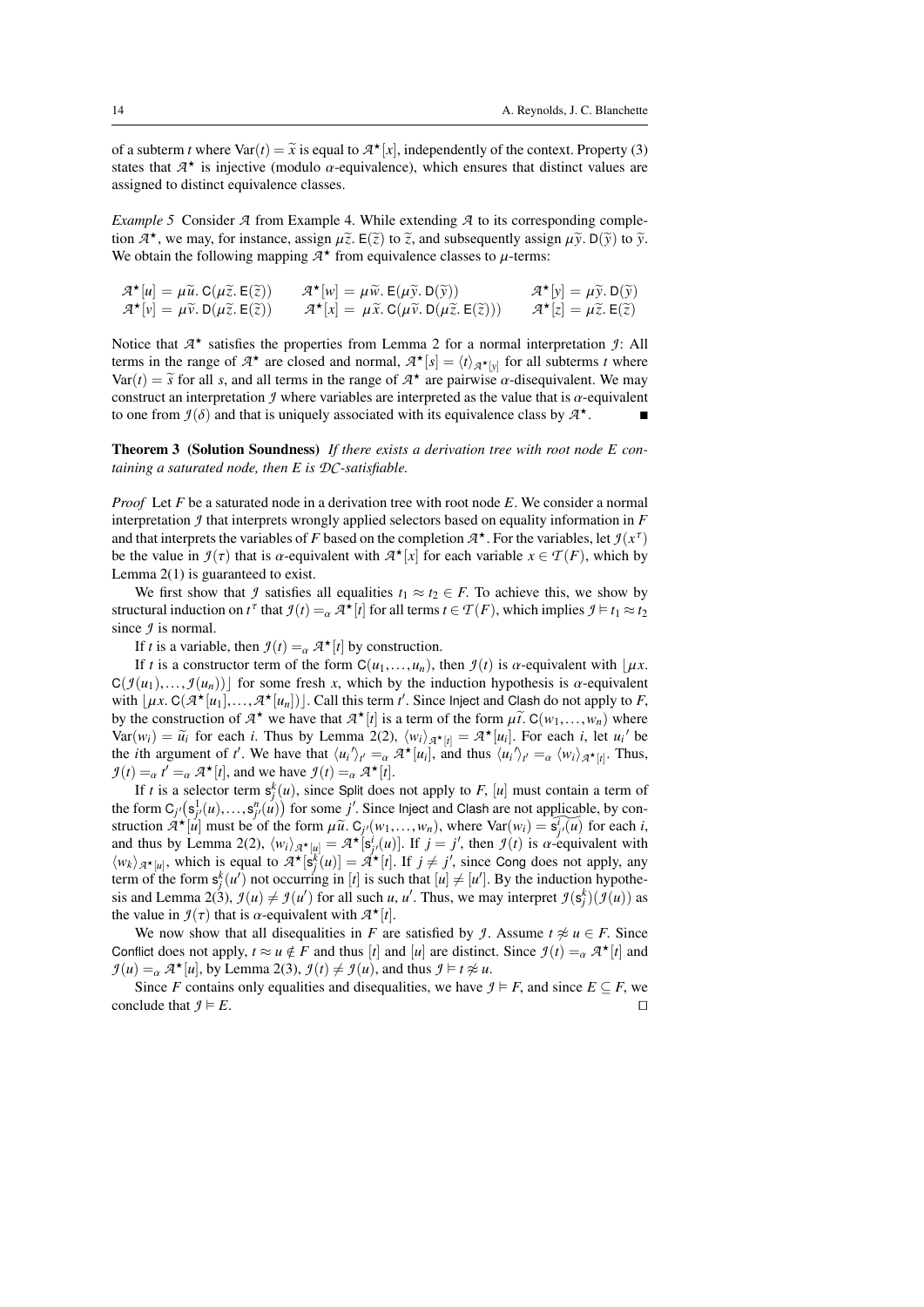of a subterm $t$ where $\text{Var}(t) = \widetilde{x}$ is equal to $\mathcal{A}^\star[x]$, independently of the context. Property (3) states that $\mathcal{A}^\star$ is injective (modulo $\alpha$-equivalence), which ensures that distinct values are assigned to distinct equivalence classes.

*Example 5* Consider $\mathcal{A}$ from Example 4. While extending $\mathcal{A}$ to its corresponding completion $\mathcal{A}^\star$, we may, for instance, assign $\mu\widetilde{z}.\,\mathsf{E}(\widetilde{z})$ to $\widetilde{z}$, and subsequently assign $\mu\widetilde{y}.\,\mathsf{D}(\widetilde{y})$ to $\widetilde{y}$. We obtain the following mapping $\mathcal{A}^\star$ from equivalence classes to $\mu$-terms:

$$\begin{array}{lll}
\mathcal{A}^\star[u] = \mu\widetilde{u}.\,\mathsf{C}(\mu\widetilde{z}.\,\mathsf{E}(\widetilde{z})) & \mathcal{A}^\star[w] = \mu\widetilde{w}.\,\mathsf{E}(\mu\widetilde{y}.\,\mathsf{D}(\widetilde{y})) & \mathcal{A}^\star[y] = \mu\widetilde{y}.\,\mathsf{D}(\widetilde{y}) \\
\mathcal{A}^\star[v] = \mu\widetilde{v}.\,\mathsf{D}(\mu\widetilde{z}.\,\mathsf{E}(\widetilde{z})) & \mathcal{A}^\star[x] = \mu\widetilde{x}.\,\mathsf{C}(\mu\widetilde{v}.\,\mathsf{D}(\mu\widetilde{z}.\,\mathsf{E}(\widetilde{z}))) & \mathcal{A}^\star[z] = \mu\widetilde{z}.\,\mathsf{E}(\widetilde{z})
\end{array}$$

Notice that $\mathcal{A}^\star$ satisfies the properties from Lemma 2 for a normal interpretation $\mathcal{J}$: All terms in the range of $\mathcal{A}^\star$ are closed and normal, $\mathcal{A}^\star[s] = \langle t \rangle_{\mathcal{A}^\star[y]}$ for all subterms $t$ where $\text{Var}(t) = \widetilde{s}$ for all $s$, and all terms in the range of $\mathcal{A}^\star$ are pairwise $\alpha$-disequivalent. We may construct an interpretation $\mathcal{J}$ where variables are interpreted as the value that is $\alpha$-equivalent to one from $\mathcal{J}(\delta)$ and that is uniquely associated with its equivalence class by $\mathcal{A}^\star$. ∎

**Theorem 3 (Solution Soundness)** *If there exists a derivation tree with root node $E$ containing a saturated node, then $E$ is $\mathcal{DC}$-satisfiable.*

*Proof* Let $F$ be a saturated node in a derivation tree with root node $E$. We consider a normal interpretation $\mathcal{J}$ that interprets wrongly applied selectors based on equality information in $F$ and that interprets the variables of $F$ based on the completion $\mathcal{A}^\star$. For the variables, let $\mathcal{J}(x^\tau)$ be the value in $\mathcal{J}(\tau)$ that is $\alpha$-equivalent with $\mathcal{A}^\star[x]$ for each variable $x \in \mathcal{T}(F)$, which by Lemma 2(1) is guaranteed to exist.

We first show that $\mathcal{J}$ satisfies all equalities $t_1 \approx t_2 \in F$. To achieve this, we show by structural induction on $t^\tau$ that $\mathcal{J}(t) =_\alpha \mathcal{A}^\star[t]$ for all terms $t \in \mathcal{T}(F)$, which implies $\mathcal{J} \vDash t_1 \approx t_2$ since $\mathcal{J}$ is normal.

If $t$ is a variable, then $\mathcal{J}(t) =_\alpha \mathcal{A}^\star[t]$ by construction.

If $t$ is a constructor term of the form $\mathsf{C}(u_1,\ldots,u_n)$, then $\mathcal{J}(t)$ is $\alpha$-equivalent with $\lfloor \mu x.\, \mathsf{C}(\mathcal{J}(u_1),\ldots,\mathcal{J}(u_n)) \rfloor$ for some fresh $x$, which by the induction hypothesis is $\alpha$-equivalent with $\lfloor \mu x.\, \mathsf{C}(\mathcal{A}^\star[u_1],\ldots,\mathcal{A}^\star[u_n]) \rfloor$. Call this term $t'$. Since Inject and Clash do not apply to $F$, by the construction of $\mathcal{A}^\star$ we have that $\mathcal{A}^\star[t]$ is a term of the form $\mu\widetilde{t}.\, \mathsf{C}(w_1,\ldots,w_n)$ where $\text{Var}(w_i) = \widetilde{u}_i$ for each $i$. Thus by Lemma 2(2), $\langle w_i \rangle_{\mathcal{A}^\star[t]} = \mathcal{A}^\star[u_i]$. For each $i$, let $u_i{}'$ be the $i$th argument of $t'$. We have that $\langle u_i{}' \rangle_{t'} =_\alpha \mathcal{A}^\star[u_i]$, and thus $\langle u_i{}' \rangle_{t'} =_\alpha \langle w_i \rangle_{\mathcal{A}^\star[t]}$. Thus, $\mathcal{J}(t) =_\alpha t' =_\alpha \mathcal{A}^\star[t]$, and we have $\mathcal{J}(t) =_\alpha \mathcal{A}^\star[t]$.

If $t$ is a selector term $\mathsf{s}_j^k(u)$, since Split does not apply to $F$, $[u]$ must contain a term of the form $\mathsf{C}_{j'}\big(\mathsf{s}_{j'}^1(u),\ldots,\mathsf{s}_{j'}^n(u)\big)$ for some $j'$. Since Inject and Clash are not applicable, by construction $\mathcal{A}^\star[u]$ must be of the form $\mu\widetilde{u}.\, \mathsf{C}_{j'}(w_1,\ldots,w_n)$, where $\text{Var}(w_i) = \widetilde{\mathsf{s}_{j'}^i(u)}$ for each $i$, and thus by Lemma 2(2), $\langle w_i \rangle_{\mathcal{A}^\star[u]} = \mathcal{A}^\star[\mathsf{s}_{j'}^i(u)]$. If $j = j'$, then $\mathcal{J}(t)$ is $\alpha$-equivalent with $\langle w_k \rangle_{\mathcal{A}^\star[u]}$, which is equal to $\mathcal{A}^\star[\mathsf{s}_j^k(u)] = \mathcal{A}^\star[t]$. If $j \neq j'$, since Cong does not apply, any term of the form $\mathsf{s}_j^k(u')$ not occurring in $[t]$ is such that $[u] \neq [u']$. By the induction hypothesis and Lemma 2(3), $\mathcal{J}(u) \neq \mathcal{J}(u')$ for all such $u$, $u'$. Thus, we may interpret $\mathcal{J}(\mathsf{s}_j^k)(\mathcal{J}(u))$ as the value in $\mathcal{J}(\tau)$ that is $\alpha$-equivalent with $\mathcal{A}^\star[t]$.

We now show that all disequalities in $F$ are satisfied by $\mathcal{J}$. Assume $t \not\approx u \in F$. Since Conflict does not apply, $t \approx u \notin F$ and thus $[t]$ and $[u]$ are distinct. Since $\mathcal{J}(t) =_\alpha \mathcal{A}^\star[t]$ and $\mathcal{J}(u) =_\alpha \mathcal{A}^\star[u]$, by Lemma 2(3), $\mathcal{J}(t) \neq \mathcal{J}(u)$, and thus $\mathcal{J} \vDash t \not\approx u$.

Since $F$ contains only equalities and disequalities, we have $\mathcal{J} \vDash F$, and since $E \subseteq F$, we conclude that $\mathcal{J} \vDash E$. □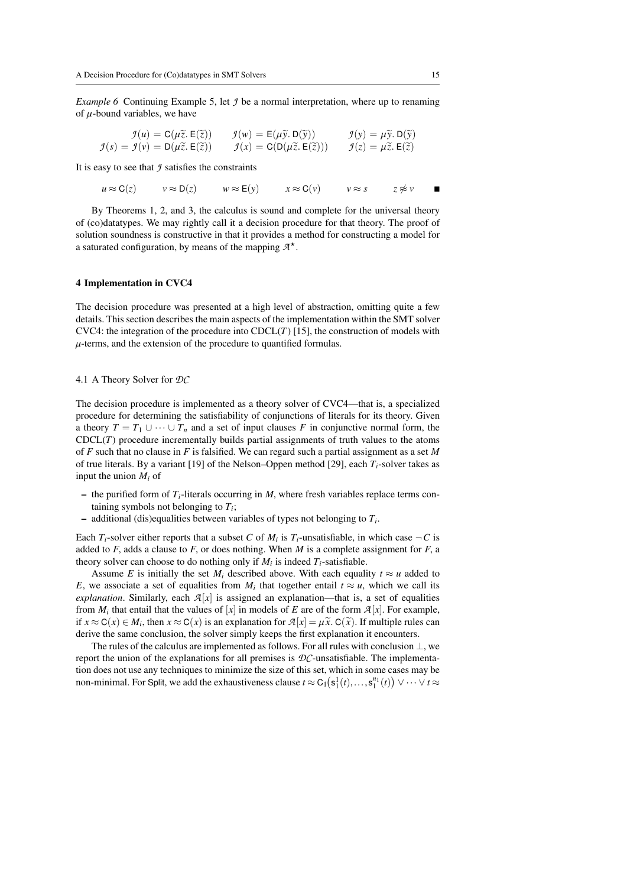*Example 6* Continuing Example 5, let $\mathcal{I}$ be a normal interpretation, where up to renaming of $\mu$-bound variables, we have

$$\begin{array}{lll}
\mathcal{I}(u) = \mathsf{C}(\mu\tilde{z}.\,\mathsf{E}(\tilde{z})) & \mathcal{I}(w) = \mathsf{E}(\mu\tilde{y}.\,\mathsf{D}(\tilde{y})) & \mathcal{I}(y) = \mu\tilde{y}.\,\mathsf{D}(\tilde{y}) \\
\mathcal{I}(s) = \mathcal{I}(v) = \mathsf{D}(\mu\tilde{z}.\,\mathsf{E}(\tilde{z})) & \mathcal{I}(x) = \mathsf{C}(\mathsf{D}(\mu\tilde{z}.\,\mathsf{E}(\tilde{z}))) & \mathcal{I}(z) = \mu\tilde{z}.\,\mathsf{E}(\tilde{z})
\end{array}$$

It is easy to see that $\mathcal{I}$ satisfies the constraints

$$u \approx \mathsf{C}(z) \qquad v \approx \mathsf{D}(z) \qquad w \approx \mathsf{E}(y) \qquad x \approx \mathsf{C}(v) \qquad v \approx s \qquad z \not\approx v \qquad \blacksquare$$

By Theorems 1, 2, and 3, the calculus is sound and complete for the universal theory of (co)datatypes. We may rightly call it a decision procedure for that theory. The proof of solution soundness is constructive in that it provides a method for constructing a model for a saturated configuration, by means of the mapping $\mathcal{A}^\star$.

## 4 Implementation in CVC4

The decision procedure was presented at a high level of abstraction, omitting quite a few details. This section describes the main aspects of the implementation within the SMT solver CVC4: the integration of the procedure into CDCL($T$) [15], the construction of models with $\mu$-terms, and the extension of the procedure to quantified formulas.

### 4.1 A Theory Solver for $\mathcal{DC}$

The decision procedure is implemented as a theory solver of CVC4—that is, a specialized procedure for determining the satisfiability of conjunctions of literals for its theory. Given a theory $T = T_1 \cup \cdots \cup T_n$ and a set of input clauses $F$ in conjunctive normal form, the CDCL($T$) procedure incrementally builds partial assignments of truth values to the atoms of $F$ such that no clause in $F$ is falsified. We can regard such a partial assignment as a set $M$ of true literals. By a variant [19] of the Nelson–Oppen method [29], each $T_i$-solver takes as input the union $M_i$ of

- the purified form of $T_i$-literals occurring in $M$, where fresh variables replace terms containing symbols not belonging to $T_i$;
- additional (dis)equalities between variables of types not belonging to $T_i$.

Each $T_i$-solver either reports that a subset $C$ of $M_i$ is $T_i$-unsatisfiable, in which case $\neg C$ is added to $F$, adds a clause to $F$, or does nothing. When $M$ is a complete assignment for $F$, a theory solver can choose to do nothing only if $M_i$ is indeed $T_i$-satisfiable.

Assume $E$ is initially the set $M_i$ described above. With each equality $t \approx u$ added to $E$, we associate a set of equalities from $M_i$ that together entail $t \approx u$, which we call its *explanation*. Similarly, each $\mathcal{A}[x]$ is assigned an explanation—that is, a set of equalities from $M_i$ that entail that the values of $[x]$ in models of $E$ are of the form $\mathcal{A}[x]$. For example, if $x \approx \mathsf{C}(x) \in M_i$, then $x \approx \mathsf{C}(x)$ is an explanation for $\mathcal{A}[x] = \mu\tilde{x}.\,\mathsf{C}(\tilde{x})$. If multiple rules can derive the same conclusion, the solver simply keeps the first explanation it encounters.

The rules of the calculus are implemented as follows. For all rules with conclusion $\bot$, we report the union of the explanations for all premises is $\mathcal{DC}$-unsatisfiable. The implementation does not use any techniques to minimize the size of this set, which in some cases may be non-minimal. For Split, we add the exhaustiveness clause $t \approx \mathsf{C}_1\big(\mathsf{s}_1^1(t), \ldots, \mathsf{s}_1^{n_1}(t)\big) \vee \cdots \vee t \approx$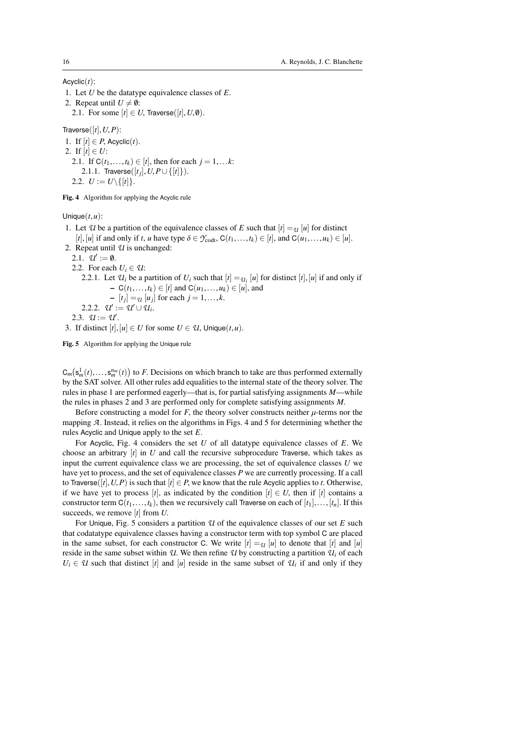Acyclic($t$):

1. Let $U$ be the datatype equivalence classes of $E$.
2. Repeat until $U \neq \emptyset$:
   2.1. For some $[t] \in U$, Traverse($[t], U, \emptyset$).

Traverse($[t], U, P$):

1. If $[t] \in P$, Acyclic($t$).
2. If $[t] \in U$:
   2.1. If $\mathsf{C}(t_1, \ldots, t_k) \in [t]$, then for each $j = 1, \ldots k$:
      2.1.1. Traverse($[t_j], U, P \cup \{[t]\}$).
   2.2. $U := U \backslash \{[t]\}$.

**Fig. 4** Algorithm for applying the Acyclic rule

Unique($t, u$):

1. Let $\mathcal{U}$ be a partition of the equivalence classes of $E$ such that $[t] =_{\mathcal{U}} [u]$ for distinct $[t], [u]$ if and only if $t$, $u$ have type $\delta \in \mathcal{Y}_{\text{codt}}$, $\mathsf{C}(t_1, \ldots, t_k) \in [t]$, and $\mathsf{C}(u_1, \ldots, u_k) \in [u]$.
2. Repeat until $\mathcal{U}$ is unchanged:
   2.1. $\mathcal{U}' := \emptyset$.
   2.2. For each $U_i \in \mathcal{U}$:
      2.2.1. Let $\mathcal{U}_i$ be a partition of $U_i$ such that $[t] =_{\mathcal{U}_i} [u]$ for distinct $[t], [u]$ if and only if
         – $\mathsf{C}(t_1, \ldots, t_k) \in [t]$ and $\mathsf{C}(u_1, \ldots, u_k) \in [u]$, and
         – $[t_j] =_{\mathcal{U}} [u_j]$ for each $j = 1, \ldots, k$.
      2.2.2. $\mathcal{U}' := \mathcal{U}' \cup \mathcal{U}_i$.
   2.3. $\mathcal{U} := \mathcal{U}'$.
3. If distinct $[t], [u] \in U$ for some $U \in \mathcal{U}$, Unique($t, u$).

**Fig. 5** Algorithm for applying the Unique rule

$\mathsf{C}_m\big(\mathsf{s}^1_m(t), \ldots, \mathsf{s}^{n_m}_m(t)\big)$ to $F$. Decisions on which branch to take are thus performed externally by the SAT solver. All other rules add equalities to the internal state of the theory solver. The rules in phase 1 are performed eagerly—that is, for partial satisfying assignments $M$—while the rules in phases 2 and 3 are performed only for complete satisfying assignments $M$.

Before constructing a model for $F$, the theory solver constructs neither $\mu$-terms nor the mapping $\mathcal{A}$. Instead, it relies on the algorithms in Figs. 4 and 5 for determining whether the rules Acyclic and Unique apply to the set $E$.

For Acyclic, Fig. 4 considers the set $U$ of all datatype equivalence classes of $E$. We choose an arbitrary $[t]$ in $U$ and call the recursive subprocedure Traverse, which takes as input the current equivalence class we are processing, the set of equivalence classes $U$ we have yet to process, and the set of equivalence classes $P$ we are currently processing. If a call to Traverse($[t], U, P$) is such that $[t] \in P$, we know that the rule Acyclic applies to $t$. Otherwise, if we have yet to process $[t]$, as indicated by the condition $[t] \in U$, then if $[t]$ contains a constructor term $\mathsf{C}(t_1, \ldots, t_k)$, then we recursively call Traverse on each of $[t_1], \ldots, [t_n]$. If this succeeds, we remove $[t]$ from $U$.

For Unique, Fig. 5 considers a partition $\mathcal{U}$ of the equivalence classes of our set $E$ such that codatatype equivalence classes having a constructor term with top symbol $\mathsf{C}$ are placed in the same subset, for each constructor $\mathsf{C}$. We write $[t] =_{\mathcal{U}} [u]$ to denote that $[t]$ and $[u]$ reside in the same subset within $\mathcal{U}$. We then refine $\mathcal{U}$ by constructing a partition $\mathcal{U}_i$ of each $U_i \in \mathcal{U}$ such that distinct $[t]$ and $[u]$ reside in the same subset of $\mathcal{U}_i$ if and only if they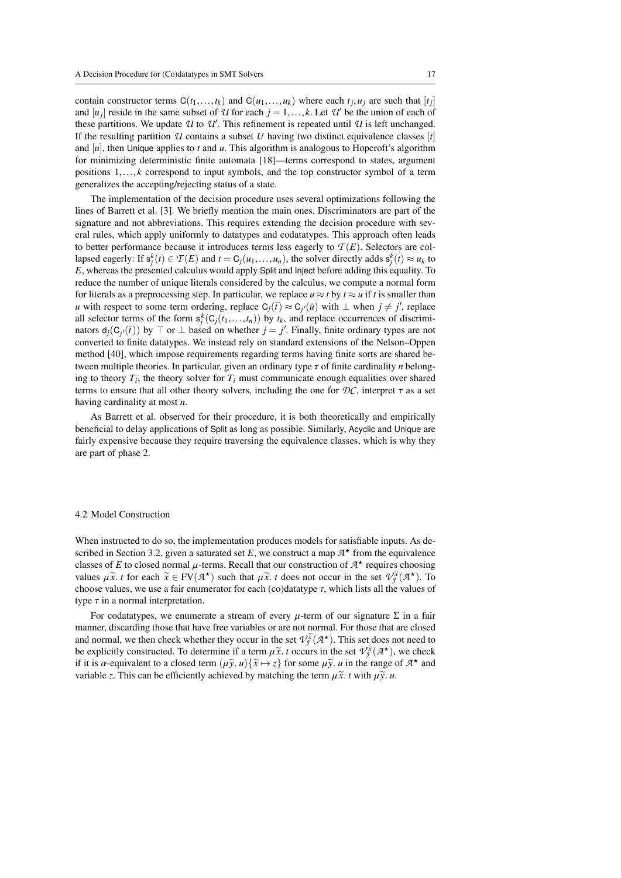contain constructor terms $\mathsf{C}(t_1,\ldots,t_k)$ and $\mathsf{C}(u_1,\ldots,u_k)$ where each $t_j, u_j$ are such that $[t_j]$ and $[u_j]$ reside in the same subset of $\mathcal{U}$ for each $j = 1,\ldots,k$. Let $\mathcal{U}'$ be the union of each of these partitions. We update $\mathcal{U}$ to $\mathcal{U}'$. This refinement is repeated until $\mathcal{U}$ is left unchanged. If the resulting partition $\mathcal{U}$ contains a subset $U$ having two distinct equivalence classes $[t]$ and $[u]$, then Unique applies to $t$ and $u$. This algorithm is analogous to Hopcroft's algorithm for minimizing deterministic finite automata [18]—terms correspond to states, argument positions $1,\ldots,k$ correspond to input symbols, and the top constructor symbol of a term generalizes the accepting/rejecting status of a state.

The implementation of the decision procedure uses several optimizations following the lines of Barrett et al. [3]. We briefly mention the main ones. Discriminators are part of the signature and not abbreviations. This requires extending the decision procedure with several rules, which apply uniformly to datatypes and codatatypes. This approach often leads to better performance because it introduces terms less eagerly to $\mathcal{T}(E)$. Selectors are collapsed eagerly: If $\mathsf{s}_j^k(t) \in \mathcal{T}(E)$ and $t = \mathsf{C}_j(u_1,\ldots,u_n)$, the solver directly adds $\mathsf{s}_j^k(t) \approx u_k$ to $E$, whereas the presented calculus would apply Split and Inject before adding this equality. To reduce the number of unique literals considered by the calculus, we compute a normal form for literals as a preprocessing step. In particular, we replace $u \approx t$ by $t \approx u$ if $t$ is smaller than $u$ with respect to some term ordering, replace $\mathsf{C}_j(\bar{t}) \approx \mathsf{C}_{j'}(\bar{u})$ with $\bot$ when $j \neq j'$, replace all selector terms of the form $\mathsf{s}_j^k(\mathsf{C}_j(t_1,\ldots,t_n))$ by $t_k$, and replace occurrences of discriminators $\mathsf{d}_j(\mathsf{C}_{j'}(\bar{t}))$ by $\top$ or $\bot$ based on whether $j = j'$. Finally, finite ordinary types are not converted to finite datatypes. We instead rely on standard extensions of the Nelson–Oppen method [40], which impose requirements regarding terms having finite sorts are shared between multiple theories. In particular, given an ordinary type $\tau$ of finite cardinality $n$ belonging to theory $T_i$, the theory solver for $T_i$ must communicate enough equalities over shared terms to ensure that all other theory solvers, including the one for $\mathcal{DC}$, interpret $\tau$ as a set having cardinality at most $n$.

As Barrett et al. observed for their procedure, it is both theoretically and empirically beneficial to delay applications of Split as long as possible. Similarly, Acyclic and Unique are fairly expensive because they require traversing the equivalence classes, which is why they are part of phase 2.

### 4.2 Model Construction

When instructed to do so, the implementation produces models for satisfiable inputs. As described in Section 3.2, given a saturated set $E$, we construct a map $\mathcal{A}^\star$ from the equivalence classes of $E$ to closed normal $\mu$-terms. Recall that our construction of $\mathcal{A}^\star$ requires choosing values $\mu\widetilde{x}.\, t$ for each $\widetilde{x} \in \mathrm{FV}(\mathcal{A}^\star)$ such that $\mu\widetilde{x}.\, t$ does not occur in the set $\mathcal{V}_{\mathcal{J}}^{\widetilde{x}}(\mathcal{A}^\star)$. To choose values, we use a fair enumerator for each (co)datatype $\tau$, which lists all the values of type $\tau$ in a normal interpretation.

For codatatypes, we enumerate a stream of every $\mu$-term of our signature $\Sigma$ in a fair manner, discarding those that have free variables or are not normal. For those that are closed and normal, we then check whether they occur in the set $\mathcal{V}_{\mathcal{J}}^{\widetilde{x}}(\mathcal{A}^\star)$. This set does not need to be explicitly constructed. To determine if a term $\mu\widetilde{x}.\, t$ occurs in the set $\mathcal{V}_{\mathcal{J}}^{\widetilde{x}}(\mathcal{A}^\star)$, we check if it is $\alpha$-equivalent to a closed term $(\mu\widetilde{y}.\, u)\{\widetilde{x} \mapsto z\}$ for some $\mu\widetilde{y}.\, u$ in the range of $\mathcal{A}^\star$ and variable $z$. This can be efficiently achieved by matching the term $\mu\widetilde{x}.\, t$ with $\mu\widetilde{y}.\, u$.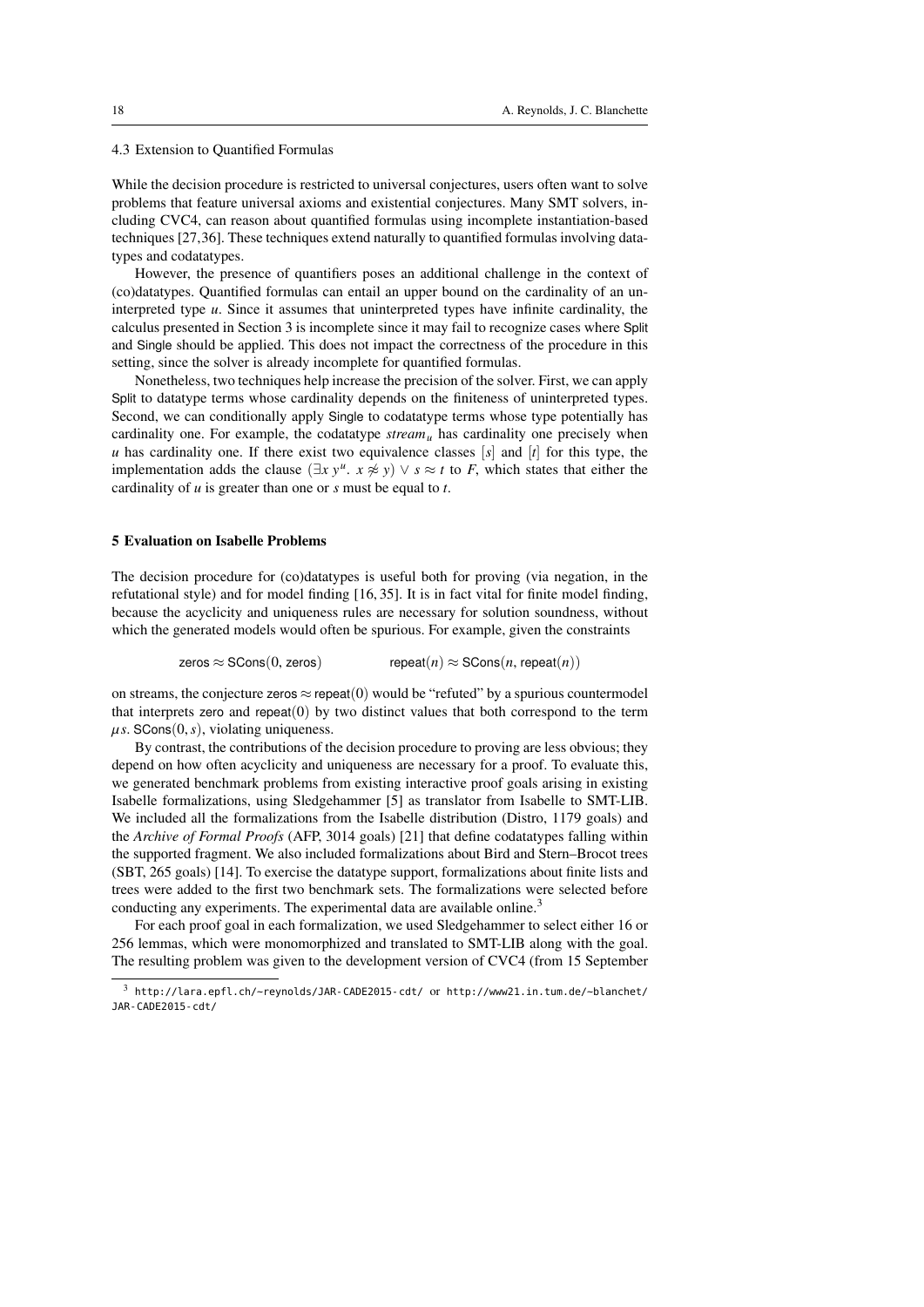### 4.3 Extension to Quantified Formulas

While the decision procedure is restricted to universal conjectures, users often want to solve problems that feature universal axioms and existential conjectures. Many SMT solvers, including CVC4, can reason about quantified formulas using incomplete instantiation-based techniques [27,36]. These techniques extend naturally to quantified formulas involving datatypes and codatatypes.

However, the presence of quantifiers poses an additional challenge in the context of (co)datatypes. Quantified formulas can entail an upper bound on the cardinality of an uninterpreted type $u$. Since it assumes that uninterpreted types have infinite cardinality, the calculus presented in Section 3 is incomplete since it may fail to recognize cases where Split and Single should be applied. This does not impact the correctness of the procedure in this setting, since the solver is already incomplete for quantified formulas.

Nonetheless, two techniques help increase the precision of the solver. First, we can apply Split to datatype terms whose cardinality depends on the finiteness of uninterpreted types. Second, we can conditionally apply Single to codatatype terms whose type potentially has cardinality one. For example, the codatatype $stream_u$ has cardinality one precisely when $u$ has cardinality one. If there exist two equivalence classes $[s]$ and $[t]$ for this type, the implementation adds the clause $(\exists x\, y^u.\; x \not\approx y) \vee s \approx t$ to $F$, which states that either the cardinality of $u$ is greater than one or $s$ must be equal to $t$.

## 5 Evaluation on Isabelle Problems

The decision procedure for (co)datatypes is useful both for proving (via negation, in the refutational style) and for model finding [16,35]. It is in fact vital for finite model finding, because the acyclicity and uniqueness rules are necessary for solution soundness, without which the generated models would often be spurious. For example, given the constraints

$$\mathsf{zeros} \approx \mathsf{SCons}(0,\, \mathsf{zeros}) \qquad\qquad \mathsf{repeat}(n) \approx \mathsf{SCons}(n,\, \mathsf{repeat}(n))$$

on streams, the conjecture $\mathsf{zeros} \approx \mathsf{repeat}(0)$ would be "refuted" by a spurious countermodel that interprets zero and $\mathsf{repeat}(0)$ by two distinct values that both correspond to the term $\mu s.\; \mathsf{SCons}(0, s)$, violating uniqueness.

By contrast, the contributions of the decision procedure to proving are less obvious; they depend on how often acyclicity and uniqueness are necessary for a proof. To evaluate this, we generated benchmark problems from existing interactive proof goals arising in existing Isabelle formalizations, using Sledgehammer [5] as translator from Isabelle to SMT-LIB. We included all the formalizations from the Isabelle distribution (Distro, 1179 goals) and the *Archive of Formal Proofs* (AFP, 3014 goals) [21] that define codatatypes falling within the supported fragment. We also included formalizations about Bird and Stern–Brocot trees (SBT, 265 goals) [14]. To exercise the datatype support, formalizations about finite lists and trees were added to the first two benchmark sets. The formalizations were selected before conducting any experiments. The experimental data are available online.[3]

For each proof goal in each formalization, we used Sledgehammer to select either 16 or 256 lemmas, which were monomorphized and translated to SMT-LIB along with the goal. The resulting problem was given to the development version of CVC4 (from 15 September

[3] `http://lara.epfl.ch/~reynolds/JAR-CADE2015-cdt/` or `http://www21.in.tum.de/~blanchet/JAR-CADE2015-cdt/`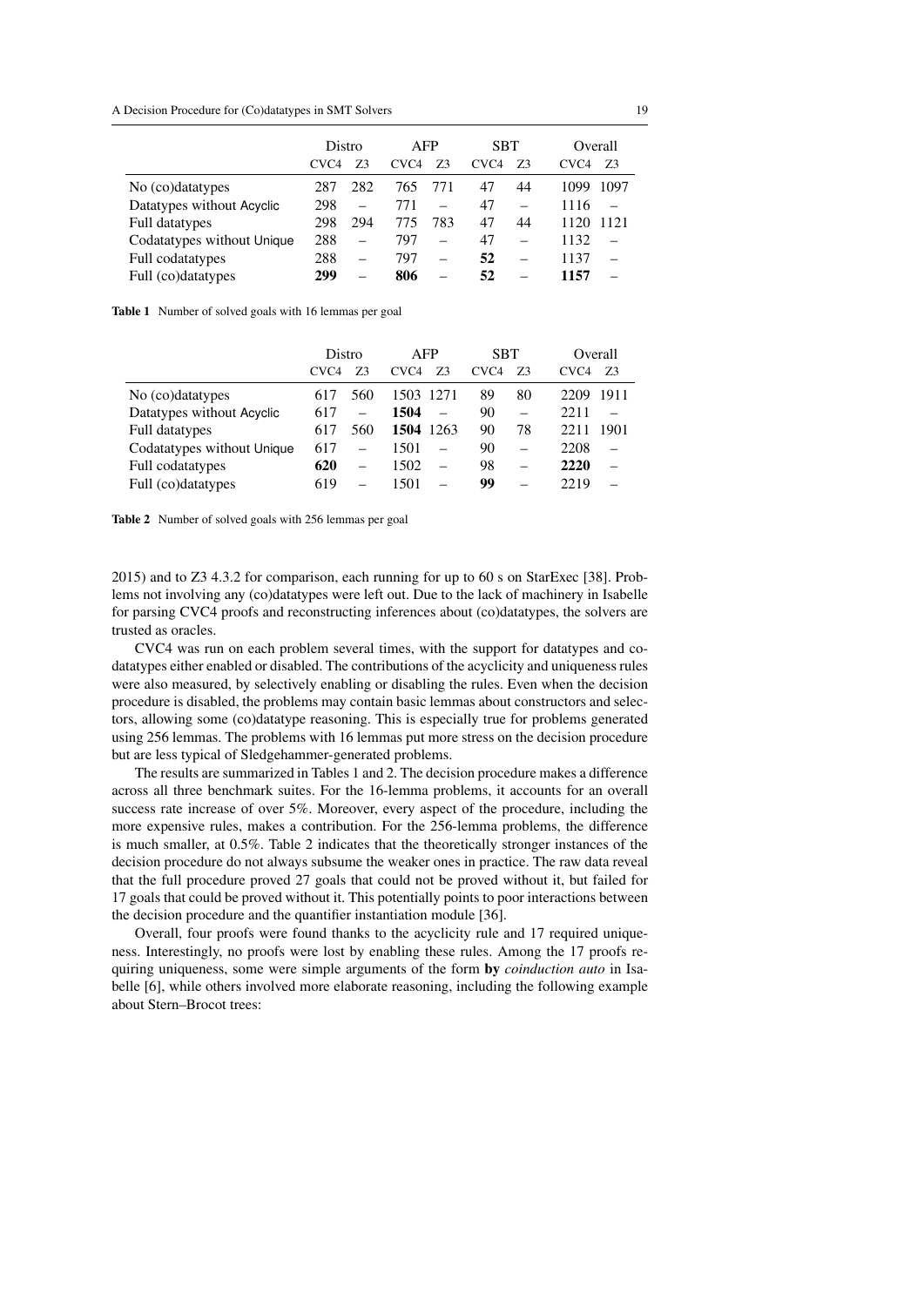| | Distro | | AFP | | SBT | | Overall | |
|---|---|---|---|---|---|---|---|---|
| | CVC4 | Z3 | CVC4 | Z3 | CVC4 | Z3 | CVC4 | Z3 |
| No (co)datatypes | 287 | 282 | 765 | 771 | 47 | 44 | 1099 | 1097 |
| Datatypes without Acyclic | 298 | – | 771 | – | 47 | – | 1116 | – |
| Full datatypes | 298 | 294 | 775 | 783 | 47 | 44 | 1120 | 1121 |
| Codatatypes without Unique | 288 | – | 797 | – | 47 | – | 1132 | – |
| Full codatatypes | 288 | – | 797 | – | **52** | – | 1137 | – |
| Full (co)datatypes | **299** | – | **806** | – | **52** | – | **1157** | – |

**Table 1** Number of solved goals with 16 lemmas per goal

| | Distro | | AFP | | SBT | | Overall | |
|---|---|---|---|---|---|---|---|---|
| | CVC4 | Z3 | CVC4 | Z3 | CVC4 | Z3 | CVC4 | Z3 |
| No (co)datatypes | 617 | 560 | 1503 | 1271 | 89 | 80 | 2209 | 1911 |
| Datatypes without Acyclic | 617 | – | **1504** | – | 90 | – | 2211 | – |
| Full datatypes | 617 | 560 | **1504** | 1263 | 90 | 78 | 2211 | 1901 |
| Codatatypes without Unique | 617 | – | 1501 | – | 90 | – | 2208 | – |
| Full codatatypes | **620** | – | 1502 | – | 98 | – | **2220** | – |
| Full (co)datatypes | 619 | – | 1501 | – | **99** | – | 2219 | – |

**Table 2** Number of solved goals with 256 lemmas per goal

2015) and to Z3 4.3.2 for comparison, each running for up to 60 s on StarExec [38]. Problems not involving any (co)datatypes were left out. Due to the lack of machinery in Isabelle for parsing CVC4 proofs and reconstructing inferences about (co)datatypes, the solvers are trusted as oracles.

CVC4 was run on each problem several times, with the support for datatypes and codatatypes either enabled or disabled. The contributions of the acyclicity and uniqueness rules were also measured, by selectively enabling or disabling the rules. Even when the decision procedure is disabled, the problems may contain basic lemmas about constructors and selectors, allowing some (co)datatype reasoning. This is especially true for problems generated using 256 lemmas. The problems with 16 lemmas put more stress on the decision procedure but are less typical of Sledgehammer-generated problems.

The results are summarized in Tables 1 and 2. The decision procedure makes a difference across all three benchmark suites. For the 16-lemma problems, it accounts for an overall success rate increase of over 5%. Moreover, every aspect of the procedure, including the more expensive rules, makes a contribution. For the 256-lemma problems, the difference is much smaller, at 0.5%. Table 2 indicates that the theoretically stronger instances of the decision procedure do not always subsume the weaker ones in practice. The raw data reveal that the full procedure proved 27 goals that could not be proved without it, but failed for 17 goals that could be proved without it. This potentially points to poor interactions between the decision procedure and the quantifier instantiation module [36].

Overall, four proofs were found thanks to the acyclicity rule and 17 required uniqueness. Interestingly, no proofs were lost by enabling these rules. Among the 17 proofs requiring uniqueness, some were simple arguments of the form **by** *coinduction auto* in Isabelle [6], while others involved more elaborate reasoning, including the following example about Stern–Brocot trees: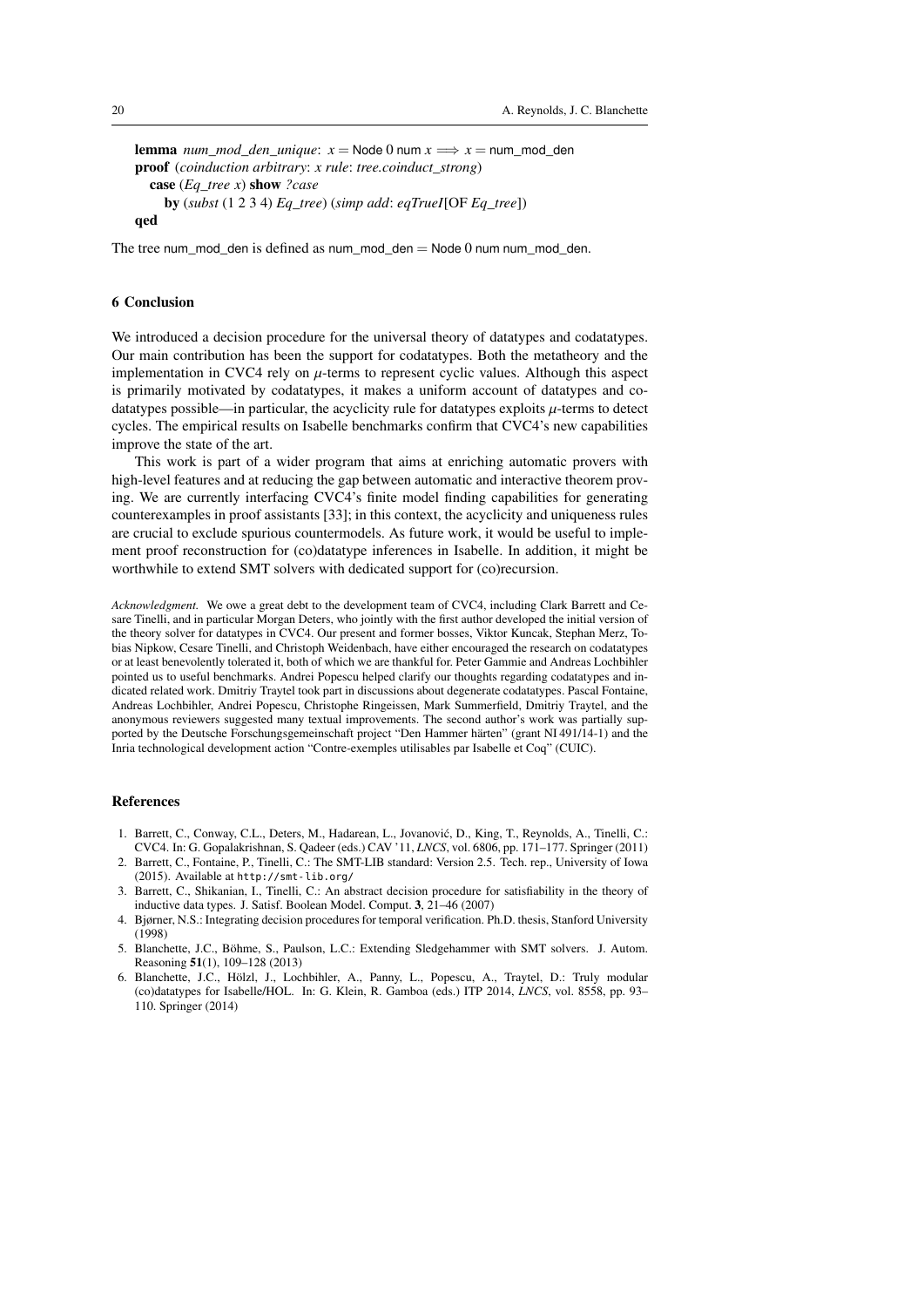```
lemma num_mod_den_unique: x = Node 0 num x ⟹ x = num_mod_den
proof (coinduction arbitrary: x rule: tree.coinduct_strong)
  case (Eq_tree x) show ?case
    by (subst (1 2 3 4) Eq_tree) (simp add: eqTrueI[OF Eq_tree])
qed
```

The tree num_mod_den is defined as num_mod_den = Node 0 num num_mod_den.

## 6 Conclusion

We introduced a decision procedure for the universal theory of datatypes and codatatypes. Our main contribution has been the support for codatatypes. Both the metatheory and the implementation in CVC4 rely on $\mu$-terms to represent cyclic values. Although this aspect is primarily motivated by codatatypes, it makes a uniform account of datatypes and codatatypes possible—in particular, the acyclicity rule for datatypes exploits $\mu$-terms to detect cycles. The empirical results on Isabelle benchmarks confirm that CVC4's new capabilities improve the state of the art.

This work is part of a wider program that aims at enriching automatic provers with high-level features and at reducing the gap between automatic and interactive theorem proving. We are currently interfacing CVC4's finite model finding capabilities for generating counterexamples in proof assistants [33]; in this context, the acyclicity and uniqueness rules are crucial to exclude spurious countermodels. As future work, it would be useful to implement proof reconstruction for (co)datatype inferences in Isabelle. In addition, it might be worthwhile to extend SMT solvers with dedicated support for (co)recursion.

*Acknowledgment.* We owe a great debt to the development team of CVC4, including Clark Barrett and Cesare Tinelli, and in particular Morgan Deters, who jointly with the first author developed the initial version of the theory solver for datatypes in CVC4. Our present and former bosses, Viktor Kuncak, Stephan Merz, Tobias Nipkow, Cesare Tinelli, and Christoph Weidenbach, have either encouraged the research on codatatypes or at least benevolently tolerated it, both of which we are thankful for. Peter Gammie and Andreas Lochbihler pointed us to useful benchmarks. Andrei Popescu helped clarify our thoughts regarding codatatypes and indicated related work. Dmitriy Traytel took part in discussions about degenerate codatatypes. Pascal Fontaine, Andreas Lochbihler, Andrei Popescu, Christophe Ringeissen, Mark Summerfield, Dmitriy Traytel, and the anonymous reviewers suggested many textual improvements. The second author's work was partially supported by the Deutsche Forschungsgemeinschaft project "Den Hammer härten" (grant NI 491/14-1) and the Inria technological development action "Contre-exemples utilisables par Isabelle et Coq" (CUIC).

## References

1. Barrett, C., Conway, C.L., Deters, M., Hadarean, L., Jovanović, D., King, T., Reynolds, A., Tinelli, C.: CVC4. In: G. Gopalakrishnan, S. Qadeer (eds.) CAV '11, *LNCS*, vol. 6806, pp. 171–177. Springer (2011)
2. Barrett, C., Fontaine, P., Tinelli, C.: The SMT-LIB standard: Version 2.5. Tech. rep., University of Iowa (2015). Available at http://smt-lib.org/
3. Barrett, C., Shikanian, I., Tinelli, C.: An abstract decision procedure for satisfiability in the theory of inductive data types. J. Satisf. Boolean Model. Comput. **3**, 21–46 (2007)
4. Bjørner, N.S.: Integrating decision procedures for temporal verification. Ph.D. thesis, Stanford University (1998)
5. Blanchette, J.C., Böhme, S., Paulson, L.C.: Extending Sledgehammer with SMT solvers. J. Autom. Reasoning **51**(1), 109–128 (2013)
6. Blanchette, J.C., Hölzl, J., Lochbihler, A., Panny, L., Popescu, A., Traytel, D.: Truly modular (co)datatypes for Isabelle/HOL. In: G. Klein, R. Gamboa (eds.) ITP 2014, *LNCS*, vol. 8558, pp. 93–110. Springer (2014)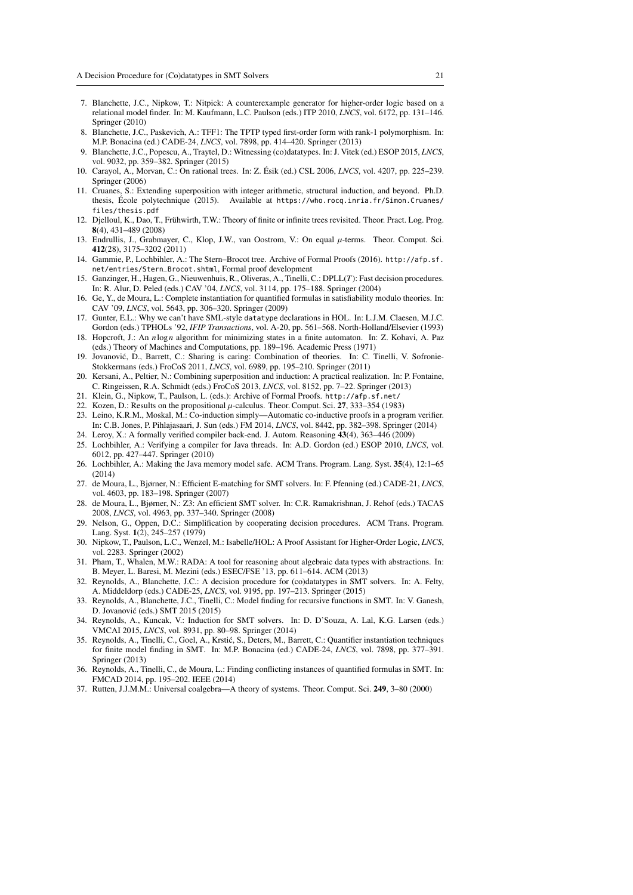7. Blanchette, J.C., Nipkow, T.: Nitpick: A counterexample generator for higher-order logic based on a relational model finder. In: M. Kaufmann, L.C. Paulson (eds.) ITP 2010, *LNCS*, vol. 6172, pp. 131–146. Springer (2010)
8. Blanchette, J.C., Paskevich, A.: TFF1: The TPTP typed first-order form with rank-1 polymorphism. In: M.P. Bonacina (ed.) CADE-24, *LNCS*, vol. 7898, pp. 414–420. Springer (2013)
9. Blanchette, J.C., Popescu, A., Traytel, D.: Witnessing (co)datatypes. In: J. Vitek (ed.) ESOP 2015, *LNCS*, vol. 9032, pp. 359–382. Springer (2015)
10. Carayol, A., Morvan, C.: On rational trees. In: Z. Ésik (ed.) CSL 2006, *LNCS*, vol. 4207, pp. 225–239. Springer (2006)
11. Cruanes, S.: Extending superposition with integer arithmetic, structural induction, and beyond. Ph.D. thesis, École polytechnique (2015). Available at `https://who.rocq.inria.fr/Simon.Cruanes/files/thesis.pdf`
12. Djelloul, K., Dao, T., Frühwirth, T.W.: Theory of finite or infinite trees revisited. Theor. Pract. Log. Prog. **8**(4), 431–489 (2008)
13. Endrullis, J., Grabmayer, C., Klop, J.W., van Oostrom, V.: On equal $\mu$-terms. Theor. Comput. Sci. **412**(28), 3175–3202 (2011)
14. Gammie, P., Lochbihler, A.: The Stern–Brocot tree. Archive of Formal Proofs (2016). `http://afp.sf.net/entries/Stern_Brocot.shtml`, Formal proof development
15. Ganzinger, H., Hagen, G., Nieuwenhuis, R., Oliveras, A., Tinelli, C.: DPLL($T$): Fast decision procedures. In: R. Alur, D. Peled (eds.) CAV '04, *LNCS*, vol. 3114, pp. 175–188. Springer (2004)
16. Ge, Y., de Moura, L.: Complete instantiation for quantified formulas in satisfiability modulo theories. In: CAV '09, *LNCS*, vol. 5643, pp. 306–320. Springer (2009)
17. Gunter, E.L.: Why we can't have SML-style `datatype` declarations in HOL. In: L.J.M. Claesen, M.J.C. Gordon (eds.) TPHOLs '92, *IFIP Transactions*, vol. A-20, pp. 561–568. North-Holland/Elsevier (1993)
18. Hopcroft, J.: An $n \log n$ algorithm for minimizing states in a finite automaton. In: Z. Kohavi, A. Paz (eds.) Theory of Machines and Computations, pp. 189–196. Academic Press (1971)
19. Jovanović, D., Barrett, C.: Sharing is caring: Combination of theories. In: C. Tinelli, V. Sofronie-Stokkermans (eds.) FroCoS 2011, *LNCS*, vol. 6989, pp. 195–210. Springer (2011)
20. Kersani, A., Peltier, N.: Combining superposition and induction: A practical realization. In: P. Fontaine, C. Ringeissen, R.A. Schmidt (eds.) FroCoS 2013, *LNCS*, vol. 8152, pp. 7–22. Springer (2013)
21. Klein, G., Nipkow, T., Paulson, L. (eds.): Archive of Formal Proofs. `http://afp.sf.net/`
22. Kozen, D.: Results on the propositional $\mu$-calculus. Theor. Comput. Sci. **27**, 333–354 (1983)
23. Leino, K.R.M., Moskal, M.: Co-induction simply—Automatic co-inductive proofs in a program verifier. In: C.B. Jones, P. Pihlajasaari, J. Sun (eds.) FM 2014, *LNCS*, vol. 8442, pp. 382–398. Springer (2014)
24. Leroy, X.: A formally verified compiler back-end. J. Autom. Reasoning **43**(4), 363–446 (2009)
25. Lochbihler, A.: Verifying a compiler for Java threads. In: A.D. Gordon (ed.) ESOP 2010, *LNCS*, vol. 6012, pp. 427–447. Springer (2010)
26. Lochbihler, A.: Making the Java memory model safe. ACM Trans. Program. Lang. Syst. **35**(4), 12:1–65 (2014)
27. de Moura, L., Bjørner, N.: Efficient E-matching for SMT solvers. In: F. Pfenning (ed.) CADE-21, *LNCS*, vol. 4603, pp. 183–198. Springer (2007)
28. de Moura, L., Bjørner, N.: Z3: An efficient SMT solver. In: C.R. Ramakrishnan, J. Rehof (eds.) TACAS 2008, *LNCS*, vol. 4963, pp. 337–340. Springer (2008)
29. Nelson, G., Oppen, D.C.: Simplification by cooperating decision procedures. ACM Trans. Program. Lang. Syst. **1**(2), 245–257 (1979)
30. Nipkow, T., Paulson, L.C., Wenzel, M.: Isabelle/HOL: A Proof Assistant for Higher-Order Logic, *LNCS*, vol. 2283. Springer (2002)
31. Pham, T., Whalen, M.W.: RADA: A tool for reasoning about algebraic data types with abstractions. In: B. Meyer, L. Baresi, M. Mezini (eds.) ESEC/FSE '13, pp. 611–614. ACM (2013)
32. Reynolds, A., Blanchette, J.C.: A decision procedure for (co)datatypes in SMT solvers. In: A. Felty, A. Middeldorp (eds.) CADE-25, *LNCS*, vol. 9195, pp. 197–213. Springer (2015)
33. Reynolds, A., Blanchette, J.C., Tinelli, C.: Model finding for recursive functions in SMT. In: V. Ganesh, D. Jovanović (eds.) SMT 2015 (2015)
34. Reynolds, A., Kuncak, V.: Induction for SMT solvers. In: D. D'Souza, A. Lal, K.G. Larsen (eds.) VMCAI 2015, *LNCS*, vol. 8931, pp. 80–98. Springer (2014)
35. Reynolds, A., Tinelli, C., Goel, A., Krstić, S., Deters, M., Barrett, C.: Quantifier instantiation techniques for finite model finding in SMT. In: M.P. Bonacina (ed.) CADE-24, *LNCS*, vol. 7898, pp. 377–391. Springer (2013)
36. Reynolds, A., Tinelli, C., de Moura, L.: Finding conflicting instances of quantified formulas in SMT. In: FMCAD 2014, pp. 195–202. IEEE (2014)
37. Rutten, J.J.M.M.: Universal coalgebra—A theory of systems. Theor. Comput. Sci. **249**, 3–80 (2000)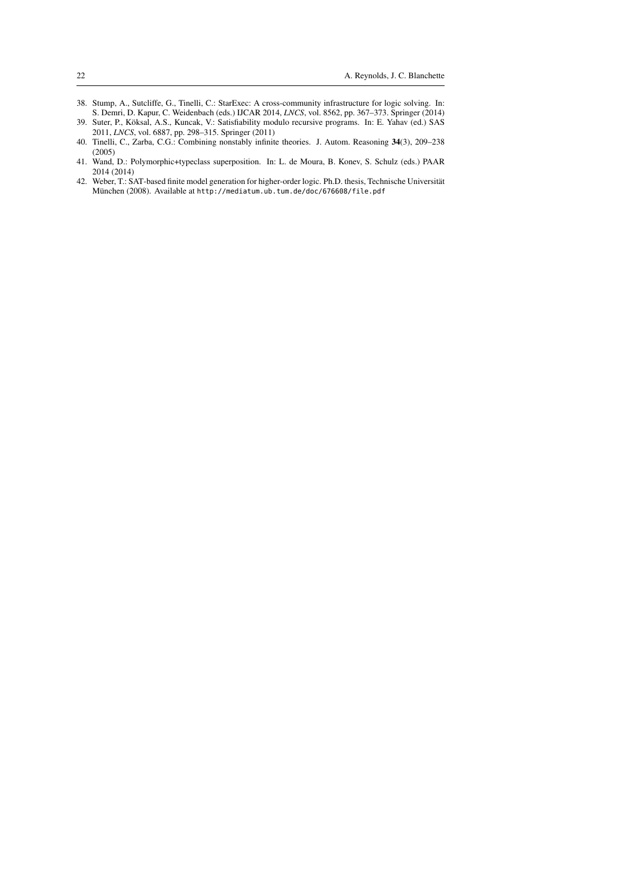38. Stump, A., Sutcliffe, G., Tinelli, C.: StarExec: A cross-community infrastructure for logic solving. In: S. Demri, D. Kapur, C. Weidenbach (eds.) IJCAR 2014, *LNCS*, vol. 8562, pp. 367–373. Springer (2014)
39. Suter, P., Köksal, A.S., Kuncak, V.: Satisfiability modulo recursive programs. In: E. Yahav (ed.) SAS 2011, *LNCS*, vol. 6887, pp. 298–315. Springer (2011)
40. Tinelli, C., Zarba, C.G.: Combining nonstably infinite theories. J. Autom. Reasoning **34**(3), 209–238 (2005)
41. Wand, D.: Polymorphic+typeclass superposition. In: L. de Moura, B. Konev, S. Schulz (eds.) PAAR 2014 (2014)
42. Weber, T.: SAT-based finite model generation for higher-order logic. Ph.D. thesis, Technische Universität München (2008). Available at `http://mediatum.ub.tum.de/doc/676608/file.pdf`